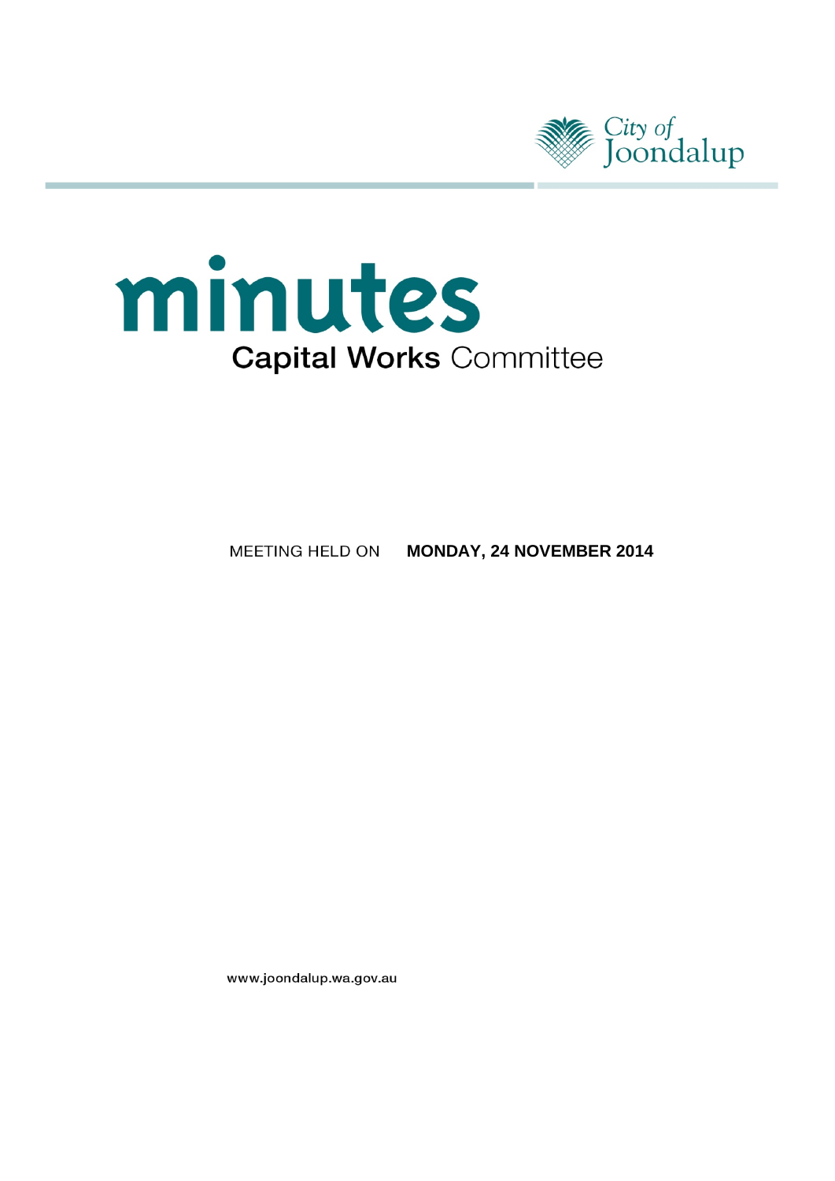City of Joondalup

# minutes

## Capital Works Committee

MEETING HELD ON **MONDAY, 24 NOVEMBER 2014**

www.joondalup.wa.gov.au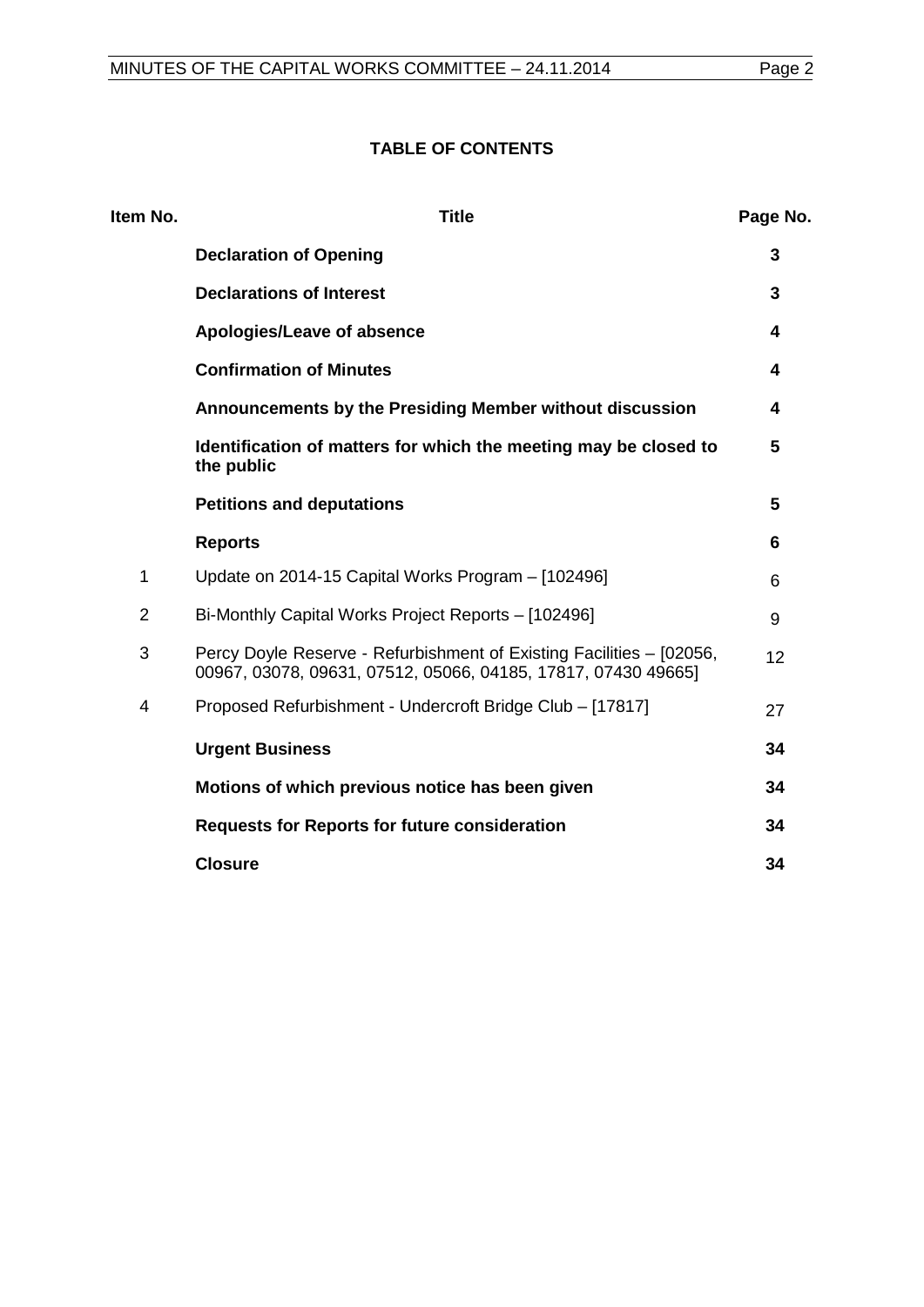**TABLE OF CONTENTS**

| Item No. | Title | Page No. |
|---|---|---|
| | **Declaration of Opening** | **3** |
| | **Declarations of Interest** | **3** |
| | **Apologies/Leave of absence** | **4** |
| | **Confirmation of Minutes** | **4** |
| | **Announcements by the Presiding Member without discussion** | **4** |
| | **Identification of matters for which the meeting may be closed to the public** | **5** |
| | **Petitions and deputations** | **5** |
| | **Reports** | **6** |
| 1 | Update on 2014-15 Capital Works Program – [102496] | 6 |
| 2 | Bi-Monthly Capital Works Project Reports – [102496] | 9 |
| 3 | Percy Doyle Reserve - Refurbishment of Existing Facilities – [02056, 00967, 03078, 09631, 07512, 05066, 04185, 17817, 07430 49665] | 12 |
| 4 | Proposed Refurbishment - Undercroft Bridge Club – [17817] | 27 |
| | **Urgent Business** | **34** |
| | **Motions of which previous notice has been given** | **34** |
| | **Requests for Reports for future consideration** | **34** |
| | **Closure** | **34** |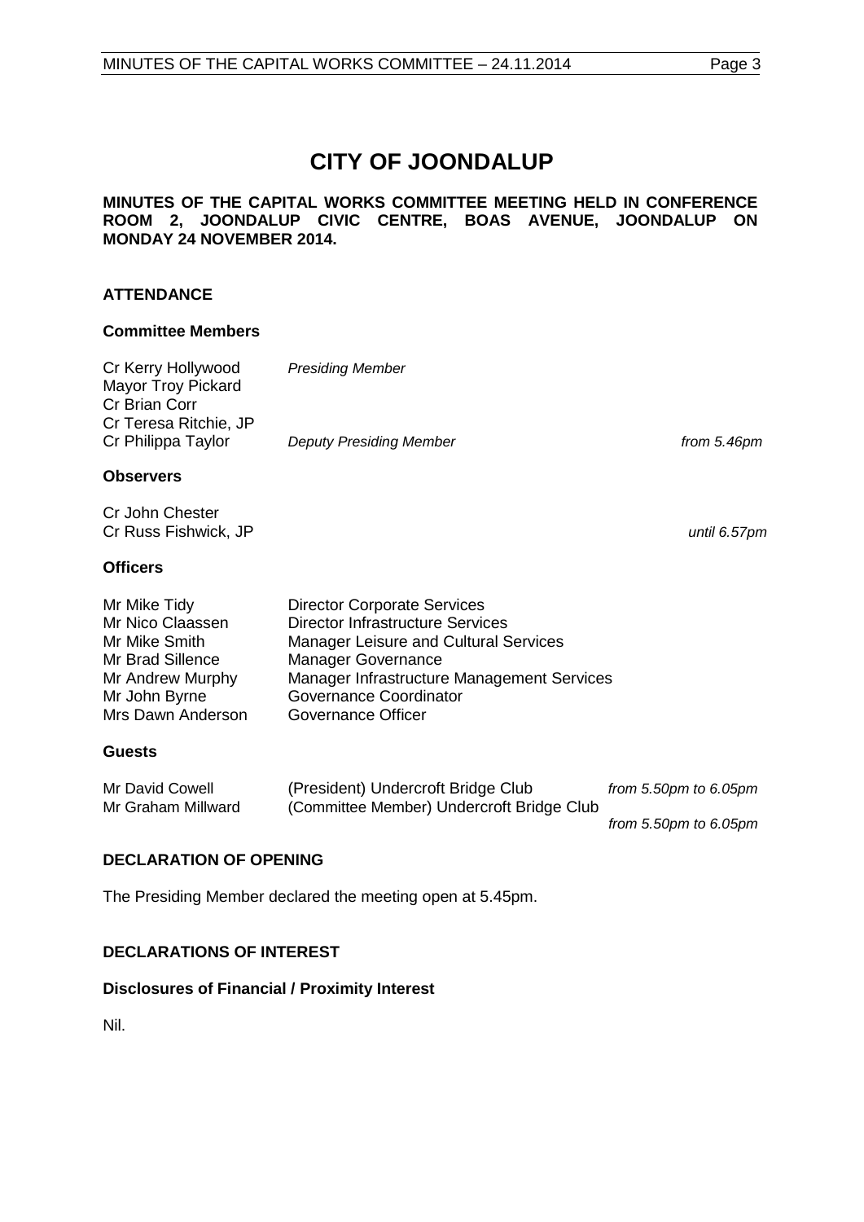# CITY OF JOONDALUP

**MINUTES OF THE CAPITAL WORKS COMMITTEE MEETING HELD IN CONFERENCE ROOM 2, JOONDALUP CIVIC CENTRE, BOAS AVENUE, JOONDALUP ON MONDAY 24 NOVEMBER 2014.**

## ATTENDANCE

### Committee Members

| | | |
|---|---|---|
| Cr Kerry Hollywood | *Presiding Member* | |
| Mayor Troy Pickard | | |
| Cr Brian Corr | | |
| Cr Teresa Ritchie, JP | | |
| Cr Philippa Taylor | *Deputy Presiding Member* | *from 5.46pm* |

### Observers

| | |
|---|---|
| Cr John Chester | |
| Cr Russ Fishwick, JP | *until 6.57pm* |

### Officers

| | |
|---|---|
| Mr Mike Tidy | Director Corporate Services |
| Mr Nico Claassen | Director Infrastructure Services |
| Mr Mike Smith | Manager Leisure and Cultural Services |
| Mr Brad Sillence | Manager Governance |
| Mr Andrew Murphy | Manager Infrastructure Management Services |
| Mr John Byrne | Governance Coordinator |
| Mrs Dawn Anderson | Governance Officer |

### Guests

| | | |
|---|---|---|
| Mr David Cowell | (President) Undercroft Bridge Club | *from 5.50pm to 6.05pm* |
| Mr Graham Millward | (Committee Member) Undercroft Bridge Club | *from 5.50pm to 6.05pm* |

## DECLARATION OF OPENING

The Presiding Member declared the meeting open at 5.45pm.

## DECLARATIONS OF INTEREST

### Disclosures of Financial / Proximity Interest

Nil.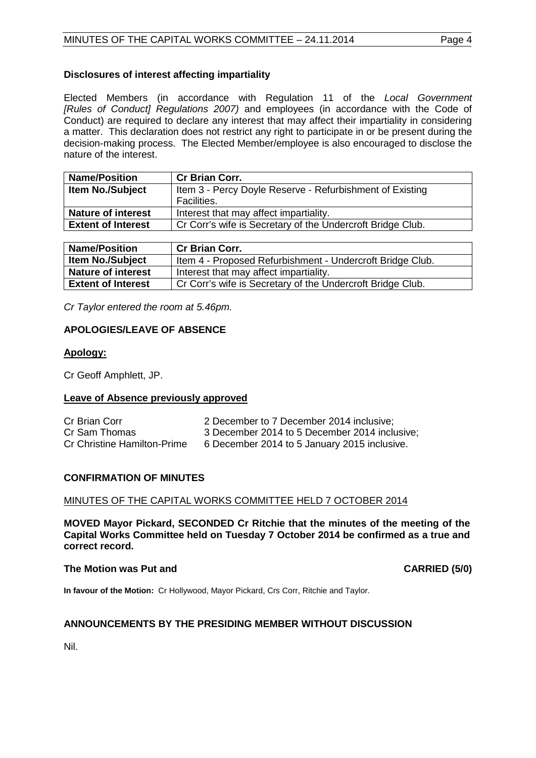## Disclosures of interest affecting impartiality

Elected Members (in accordance with Regulation 11 of the *Local Government [Rules of Conduct] Regulations 2007)* and employees (in accordance with the Code of Conduct) are required to declare any interest that may affect their impartiality in considering a matter. This declaration does not restrict any right to participate in or be present during the decision-making process. The Elected Member/employee is also encouraged to disclose the nature of the interest.

| **Name/Position** | **Cr Brian Corr.** |
|---|---|
| **Item No./Subject** | Item 3 - Percy Doyle Reserve - Refurbishment of Existing Facilities. |
| **Nature of interest** | Interest that may affect impartiality. |
| **Extent of Interest** | Cr Corr's wife is Secretary of the Undercroft Bridge Club. |

| **Name/Position** | **Cr Brian Corr.** |
|---|---|
| **Item No./Subject** | Item 4 - Proposed Refurbishment - Undercroft Bridge Club. |
| **Nature of interest** | Interest that may affect impartiality. |
| **Extent of Interest** | Cr Corr's wife is Secretary of the Undercroft Bridge Club. |

*Cr Taylor entered the room at 5.46pm.*

## APOLOGIES/LEAVE OF ABSENCE

**Apology:**

Cr Geoff Amphlett, JP.

**Leave of Absence previously approved**

| | |
|---|---|
| Cr Brian Corr | 2 December to 7 December 2014 inclusive; |
| Cr Sam Thomas | 3 December 2014 to 5 December 2014 inclusive; |
| Cr Christine Hamilton-Prime | 6 December 2014 to 5 January 2015 inclusive. |

## CONFIRMATION OF MINUTES

MINUTES OF THE CAPITAL WORKS COMMITTEE HELD 7 OCTOBER 2014

**MOVED Mayor Pickard, SECONDED Cr Ritchie that the minutes of the meeting of the Capital Works Committee held on Tuesday 7 October 2014 be confirmed as a true and correct record.**

**The Motion was Put and CARRIED (5/0)**

**In favour of the Motion:** Cr Hollywood, Mayor Pickard, Crs Corr, Ritchie and Taylor.

## ANNOUNCEMENTS BY THE PRESIDING MEMBER WITHOUT DISCUSSION

Nil.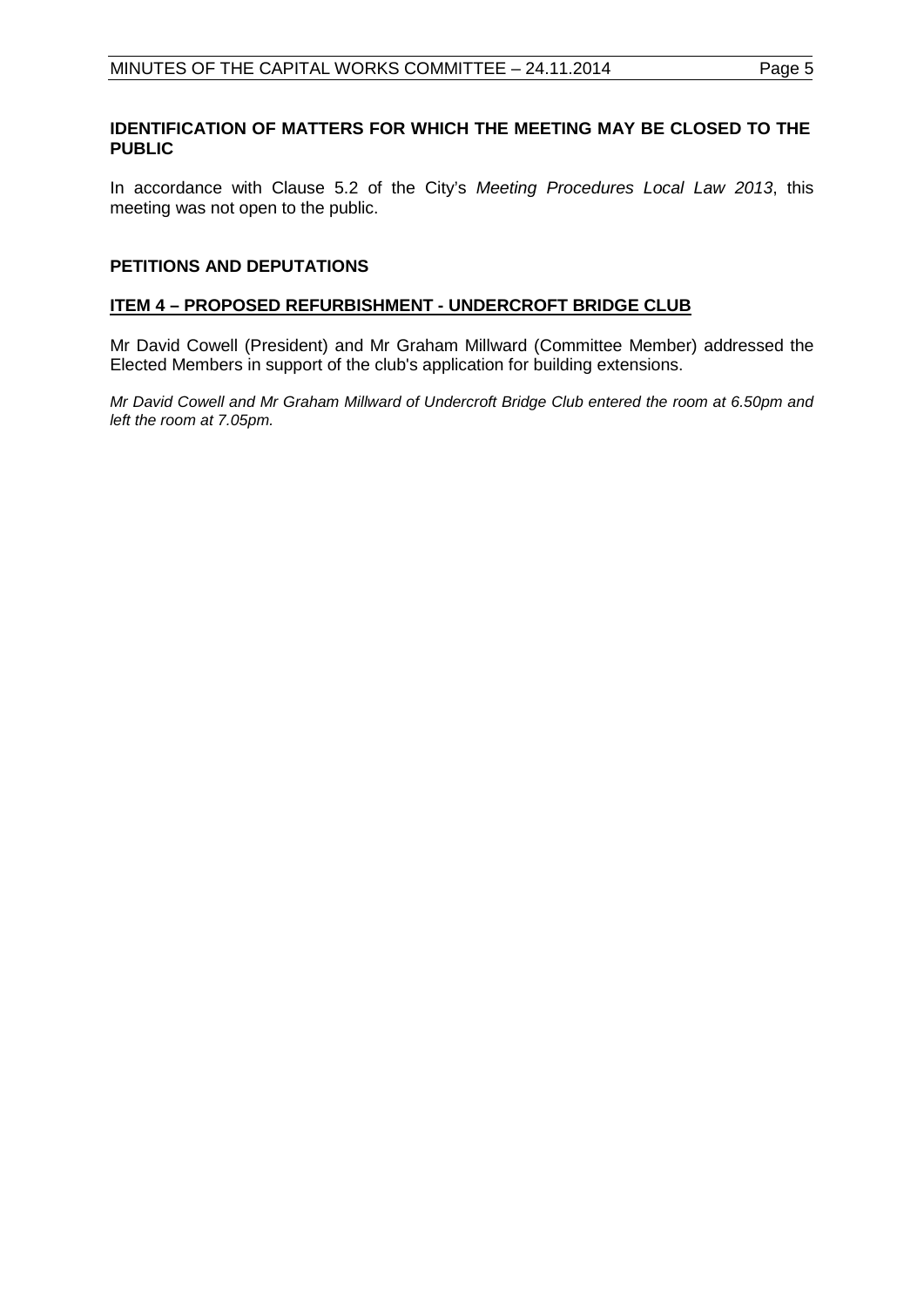**IDENTIFICATION OF MATTERS FOR WHICH THE MEETING MAY BE CLOSED TO THE PUBLIC**

In accordance with Clause 5.2 of the City's *Meeting Procedures Local Law 2013*, this meeting was not open to the public.

**PETITIONS AND DEPUTATIONS**

**ITEM 4 – PROPOSED REFURBISHMENT - UNDERCROFT BRIDGE CLUB**

Mr David Cowell (President) and Mr Graham Millward (Committee Member) addressed the Elected Members in support of the club's application for building extensions.

*Mr David Cowell and Mr Graham Millward of Undercroft Bridge Club entered the room at 6.50pm and left the room at 7.05pm.*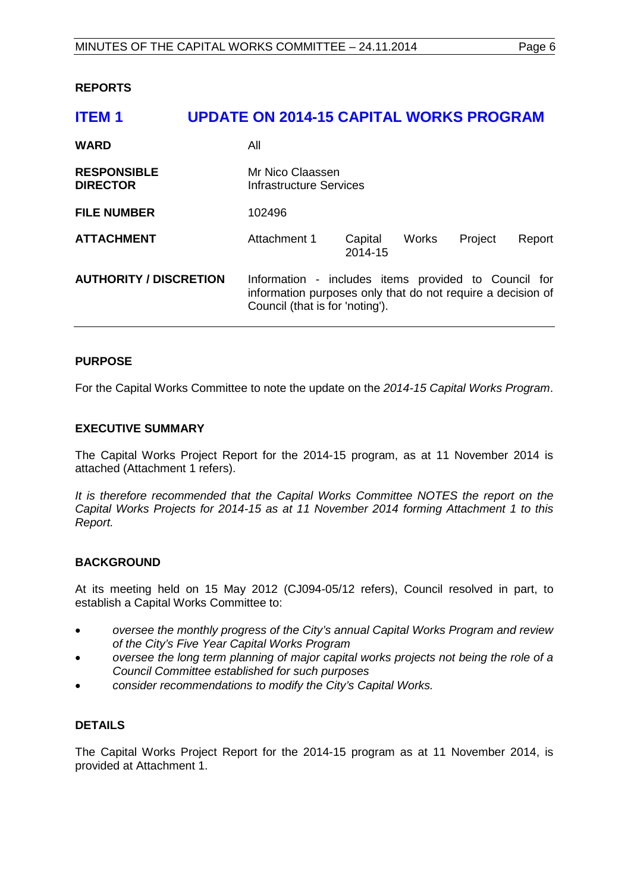**REPORTS**

# ITEM 1 UPDATE ON 2014-15 CAPITAL WORKS PROGRAM

| | |
|---|---|
| **WARD** | All |
| **RESPONSIBLE DIRECTOR** | Mr Nico Claassen<br>Infrastructure Services |
| **FILE NUMBER** | 102496 |
| **ATTACHMENT** | Attachment 1 Capital Works Project Report 2014-15 |
| **AUTHORITY / DISCRETION** | Information - includes items provided to Council for information purposes only that do not require a decision of Council (that is for 'noting'). |

**PURPOSE**

For the Capital Works Committee to note the update on the *2014-15 Capital Works Program*.

**EXECUTIVE SUMMARY**

The Capital Works Project Report for the 2014-15 program, as at 11 November 2014 is attached (Attachment 1 refers).

*It is therefore recommended that the Capital Works Committee NOTES the report on the Capital Works Projects for 2014-15 as at 11 November 2014 forming Attachment 1 to this Report.*

**BACKGROUND**

At its meeting held on 15 May 2012 (CJ094-05/12 refers), Council resolved in part, to establish a Capital Works Committee to:

- *oversee the monthly progress of the City's annual Capital Works Program and review of the City's Five Year Capital Works Program*
- *oversee the long term planning of major capital works projects not being the role of a Council Committee established for such purposes*
- *consider recommendations to modify the City's Capital Works.*

**DETAILS**

The Capital Works Project Report for the 2014-15 program as at 11 November 2014, is provided at Attachment 1.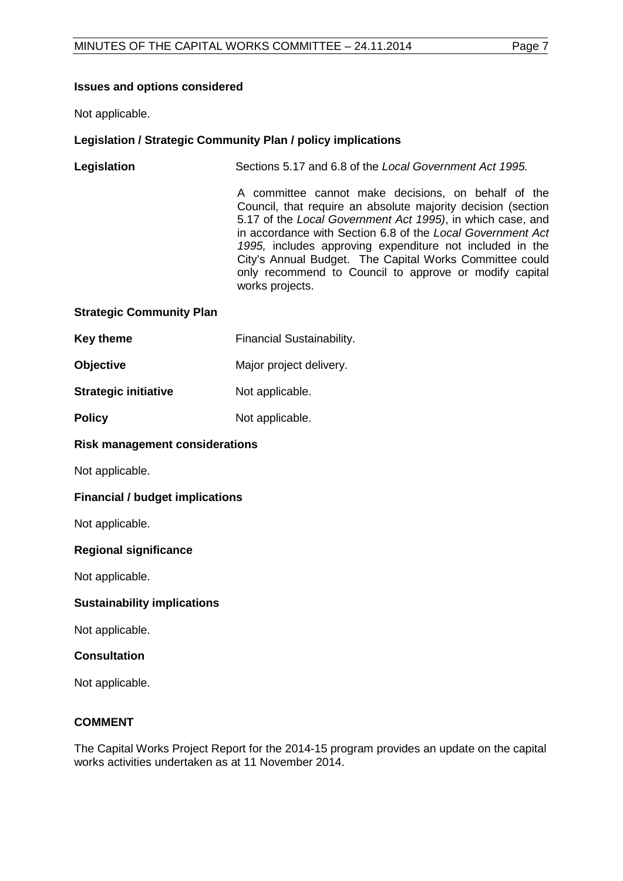**Issues and options considered**

Not applicable.

**Legislation / Strategic Community Plan / policy implications**

**Legislation** Sections 5.17 and 6.8 of the *Local Government Act 1995.*

A committee cannot make decisions, on behalf of the Council, that require an absolute majority decision (section 5.17 of the *Local Government Act 1995)*, in which case, and in accordance with Section 6.8 of the *Local Government Act 1995,* includes approving expenditure not included in the City's Annual Budget. The Capital Works Committee could only recommend to Council to approve or modify capital works projects.

**Strategic Community Plan**

**Key theme** Financial Sustainability.

**Objective** Major project delivery.

**Strategic initiative** Not applicable.

**Policy** Not applicable.

**Risk management considerations**

Not applicable.

**Financial / budget implications**

Not applicable.

**Regional significance**

Not applicable.

**Sustainability implications**

Not applicable.

**Consultation**

Not applicable.

**COMMENT**

The Capital Works Project Report for the 2014-15 program provides an update on the capital works activities undertaken as at 11 November 2014.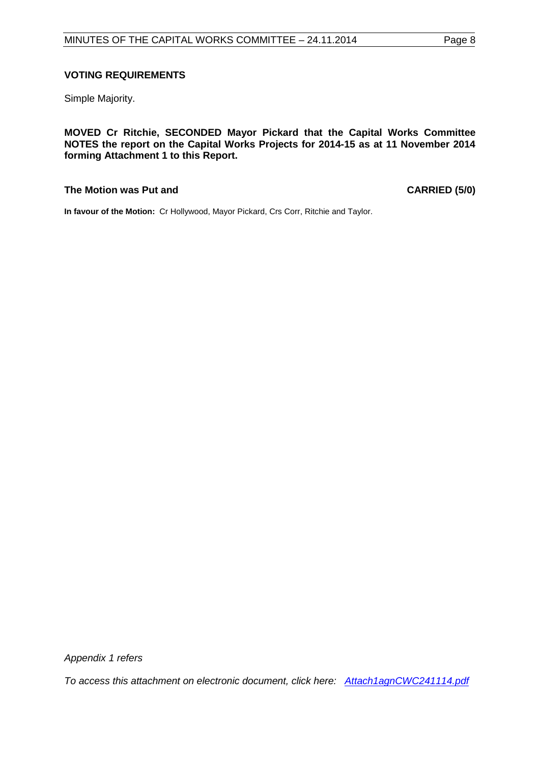### VOTING REQUIREMENTS

Simple Majority.

**MOVED Cr Ritchie, SECONDED Mayor Pickard that the Capital Works Committee NOTES the report on the Capital Works Projects for 2014-15 as at 11 November 2014 forming Attachment 1 to this Report.**

**The Motion was Put and CARRIED (5/0)**

**In favour of the Motion:** Cr Hollywood, Mayor Pickard, Crs Corr, Ritchie and Taylor.

*Appendix 1 refers*

*To access this attachment on electronic document, click here: Attach1agnCWC241114.pdf*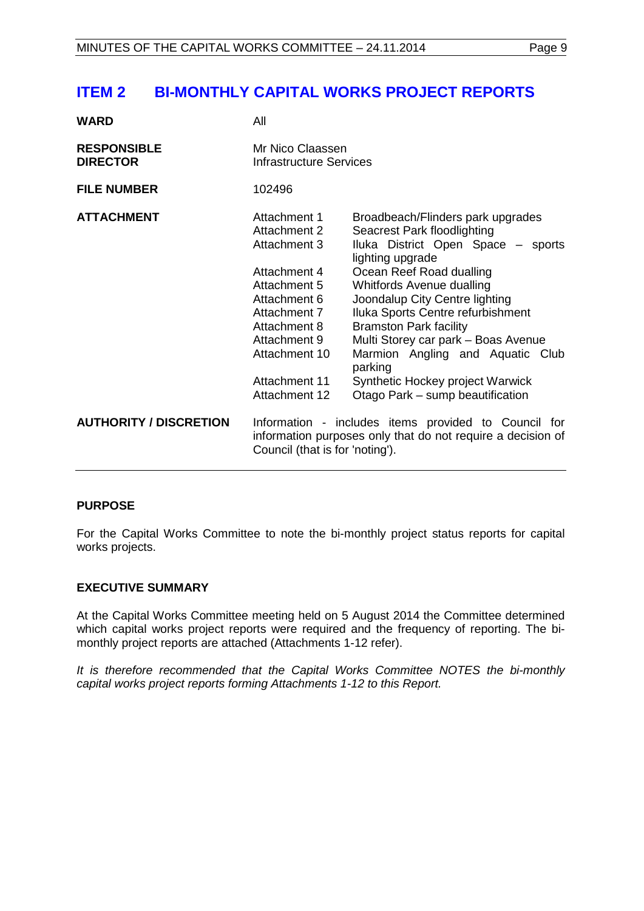# ITEM 2 BI-MONTHLY CAPITAL WORKS PROJECT REPORTS

| | | |
|---|---|---|
| **WARD** | All | |
| **RESPONSIBLE DIRECTOR** | Mr Nico Claassen<br>Infrastructure Services | |
| **FILE NUMBER** | 102496 | |
| **ATTACHMENT** | Attachment 1 | Broadbeach/Flinders park upgrades |
| | Attachment 2 | Seacrest Park floodlighting |
| | Attachment 3 | Iluka District Open Space – sports lighting upgrade |
| | Attachment 4 | Ocean Reef Road dualling |
| | Attachment 5 | Whitfords Avenue dualling |
| | Attachment 6 | Joondalup City Centre lighting |
| | Attachment 7 | Iluka Sports Centre refurbishment |
| | Attachment 8 | Bramston Park facility |
| | Attachment 9 | Multi Storey car park – Boas Avenue |
| | Attachment 10 | Marmion Angling and Aquatic Club parking |
| | Attachment 11 | Synthetic Hockey project Warwick |
| | Attachment 12 | Otago Park – sump beautification |
| **AUTHORITY / DISCRETION** | Information - includes items provided to Council for information purposes only that do not require a decision of Council (that is for 'noting'). | |

### PURPOSE

For the Capital Works Committee to note the bi-monthly project status reports for capital works projects.

### EXECUTIVE SUMMARY

At the Capital Works Committee meeting held on 5 August 2014 the Committee determined which capital works project reports were required and the frequency of reporting. The bi-monthly project reports are attached (Attachments 1-12 refer).

*It is therefore recommended that the Capital Works Committee NOTES the bi-monthly capital works project reports forming Attachments 1-12 to this Report.*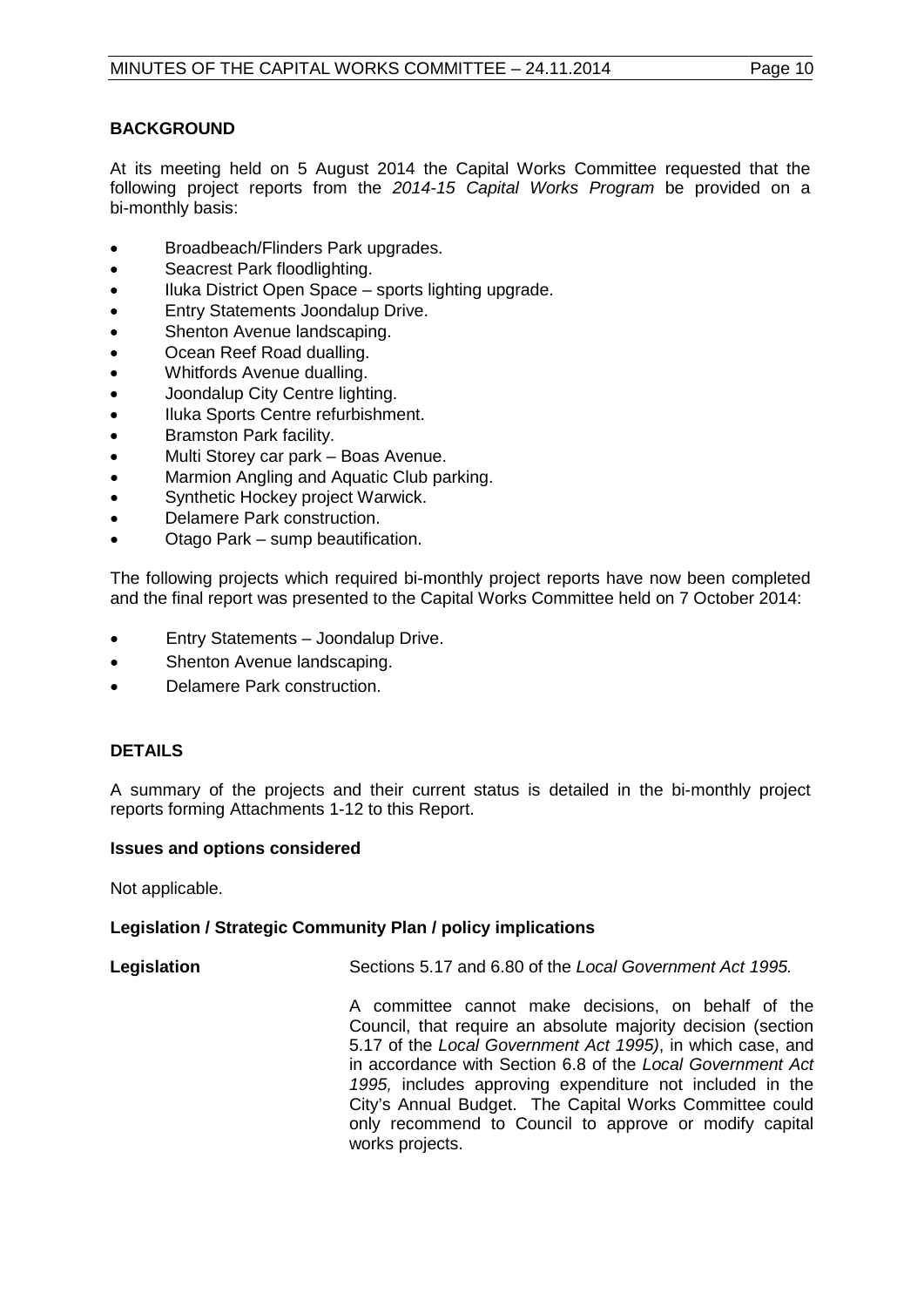## BACKGROUND

At its meeting held on 5 August 2014 the Capital Works Committee requested that the following project reports from the *2014-15 Capital Works Program* be provided on a bi-monthly basis:

- Broadbeach/Flinders Park upgrades.
- Seacrest Park floodlighting.
- Iluka District Open Space – sports lighting upgrade.
- Entry Statements Joondalup Drive.
- Shenton Avenue landscaping.
- Ocean Reef Road dualling.
- Whitfords Avenue dualling.
- Joondalup City Centre lighting.
- Iluka Sports Centre refurbishment.
- Bramston Park facility.
- Multi Storey car park – Boas Avenue.
- Marmion Angling and Aquatic Club parking.
- Synthetic Hockey project Warwick.
- Delamere Park construction.
- Otago Park – sump beautification.

The following projects which required bi-monthly project reports have now been completed and the final report was presented to the Capital Works Committee held on 7 October 2014:

- Entry Statements – Joondalup Drive.
- Shenton Avenue landscaping.
- Delamere Park construction.

## DETAILS

A summary of the projects and their current status is detailed in the bi-monthly project reports forming Attachments 1-12 to this Report.

### Issues and options considered

Not applicable.

### Legislation / Strategic Community Plan / policy implications

**Legislation** Sections 5.17 and 6.80 of the *Local Government Act 1995.*

A committee cannot make decisions, on behalf of the Council, that require an absolute majority decision (section 5.17 of the *Local Government Act 1995)*, in which case, and in accordance with Section 6.8 of the *Local Government Act 1995,* includes approving expenditure not included in the City's Annual Budget. The Capital Works Committee could only recommend to Council to approve or modify capital works projects.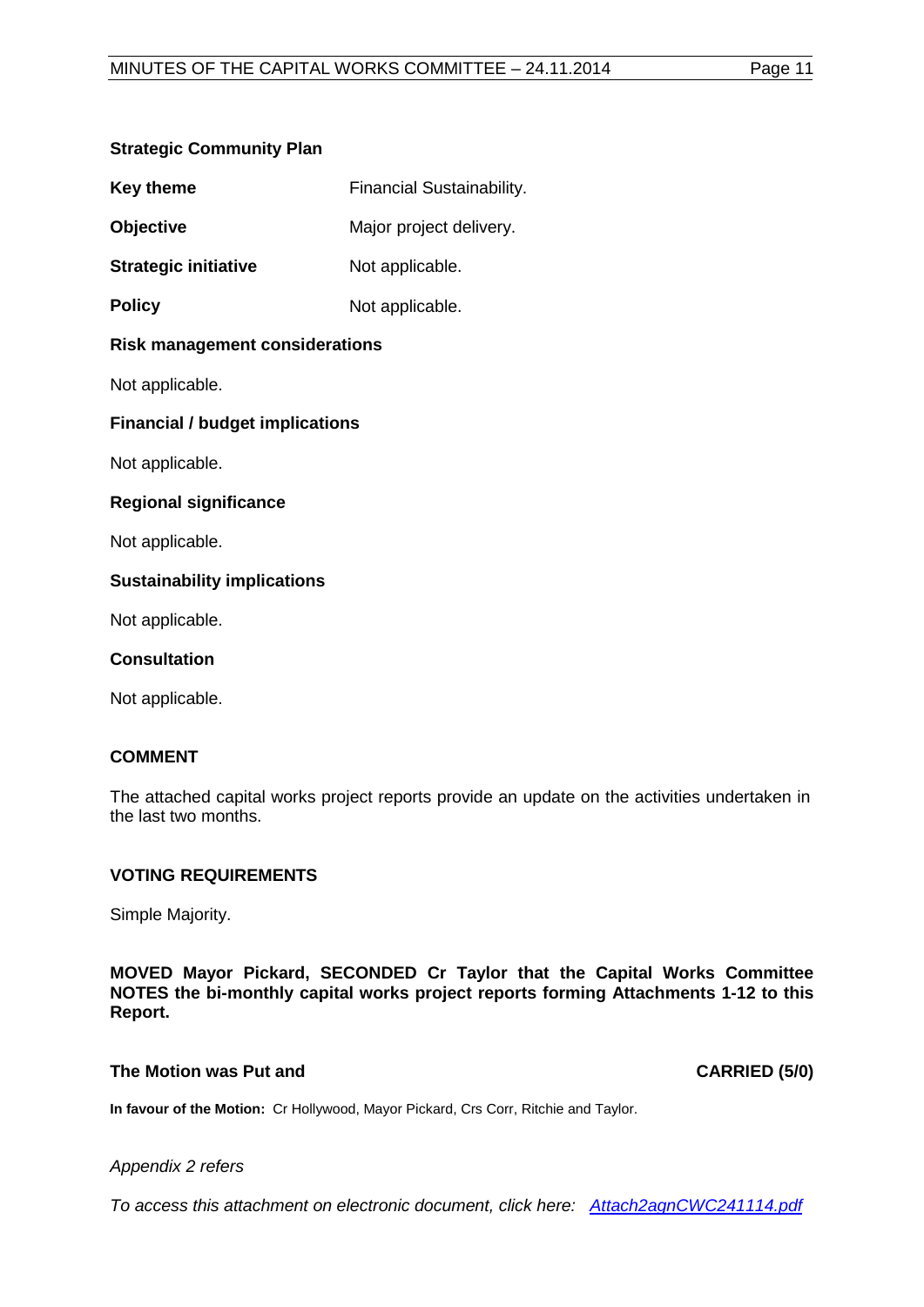**Strategic Community Plan**

| | |
|---|---|
| **Key theme** | Financial Sustainability. |
| **Objective** | Major project delivery. |
| **Strategic initiative** | Not applicable. |
| **Policy** | Not applicable. |

**Risk management considerations**

Not applicable.

**Financial / budget implications**

Not applicable.

**Regional significance**

Not applicable.

**Sustainability implications**

Not applicable.

**Consultation**

Not applicable.

## COMMENT

The attached capital works project reports provide an update on the activities undertaken in the last two months.

## VOTING REQUIREMENTS

Simple Majority.

**MOVED Mayor Pickard, SECONDED Cr Taylor that the Capital Works Committee NOTES the bi-monthly capital works project reports forming Attachments 1-12 to this Report.**

**The Motion was Put and CARRIED (5/0)**

**In favour of the Motion:** Cr Hollywood, Mayor Pickard, Crs Corr, Ritchie and Taylor.

*Appendix 2 refers*

*To access this attachment on electronic document, click here: Attach2agnCWC241114.pdf*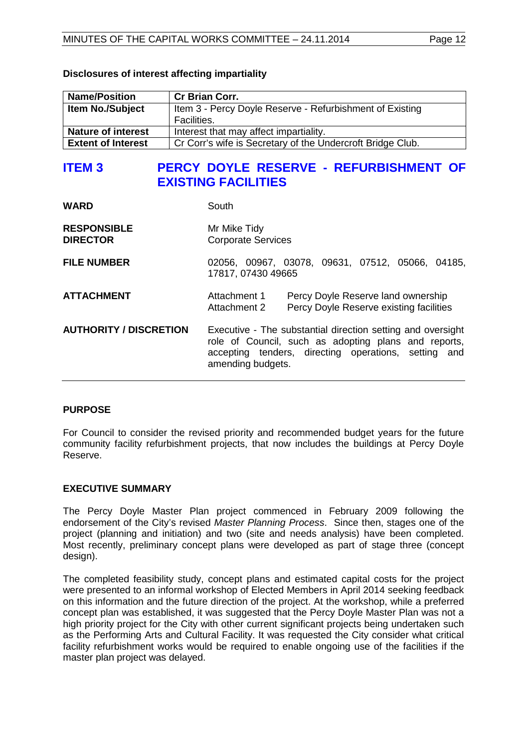**Disclosures of interest affecting impartiality**

| Name/Position | Cr Brian Corr. |
|---|---|
| Item No./Subject | Item 3 - Percy Doyle Reserve - Refurbishment of Existing Facilities. |
| Nature of interest | Interest that may affect impartiality. |
| Extent of Interest | Cr Corr's wife is Secretary of the Undercroft Bridge Club. |

## ITEM 3 PERCY DOYLE RESERVE - REFURBISHMENT OF EXISTING FACILITIES

| | |
|---|---|
| **WARD** | South |
| **RESPONSIBLE DIRECTOR** | Mr Mike Tidy<br>Corporate Services |
| **FILE NUMBER** | 02056, 00967, 03078, 09631, 07512, 05066, 04185, 17817, 07430 49665 |
| **ATTACHMENT** | Attachment 1 Percy Doyle Reserve land ownership<br>Attachment 2 Percy Doyle Reserve existing facilities |
| **AUTHORITY / DISCRETION** | Executive - The substantial direction setting and oversight role of Council, such as adopting plans and reports, accepting tenders, directing operations, setting and amending budgets. |

### PURPOSE

For Council to consider the revised priority and recommended budget years for the future community facility refurbishment projects, that now includes the buildings at Percy Doyle Reserve.

### EXECUTIVE SUMMARY

The Percy Doyle Master Plan project commenced in February 2009 following the endorsement of the City's revised *Master Planning Process*. Since then, stages one of the project (planning and initiation) and two (site and needs analysis) have been completed. Most recently, preliminary concept plans were developed as part of stage three (concept design).

The completed feasibility study, concept plans and estimated capital costs for the project were presented to an informal workshop of Elected Members in April 2014 seeking feedback on this information and the future direction of the project. At the workshop, while a preferred concept plan was established, it was suggested that the Percy Doyle Master Plan was not a high priority project for the City with other current significant projects being undertaken such as the Performing Arts and Cultural Facility. It was requested the City consider what critical facility refurbishment works would be required to enable ongoing use of the facilities if the master plan project was delayed.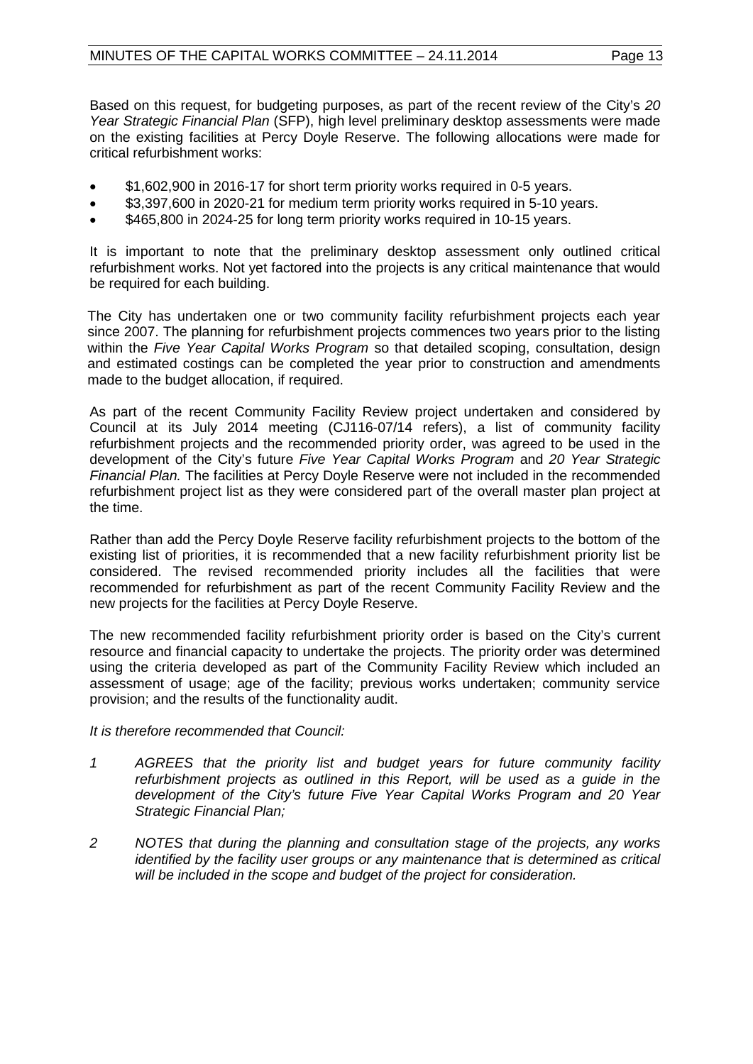Based on this request, for budgeting purposes, as part of the recent review of the City's *20 Year Strategic Financial Plan* (SFP), high level preliminary desktop assessments were made on the existing facilities at Percy Doyle Reserve. The following allocations were made for critical refurbishment works:

- $1,602,900 in 2016-17 for short term priority works required in 0-5 years.
- $3,397,600 in 2020-21 for medium term priority works required in 5-10 years.
- $465,800 in 2024-25 for long term priority works required in 10-15 years.

It is important to note that the preliminary desktop assessment only outlined critical refurbishment works. Not yet factored into the projects is any critical maintenance that would be required for each building.

The City has undertaken one or two community facility refurbishment projects each year since 2007. The planning for refurbishment projects commences two years prior to the listing within the *Five Year Capital Works Program* so that detailed scoping, consultation, design and estimated costings can be completed the year prior to construction and amendments made to the budget allocation, if required.

As part of the recent Community Facility Review project undertaken and considered by Council at its July 2014 meeting (CJ116-07/14 refers), a list of community facility refurbishment projects and the recommended priority order, was agreed to be used in the development of the City's future *Five Year Capital Works Program* and *20 Year Strategic Financial Plan.* The facilities at Percy Doyle Reserve were not included in the recommended refurbishment project list as they were considered part of the overall master plan project at the time.

Rather than add the Percy Doyle Reserve facility refurbishment projects to the bottom of the existing list of priorities, it is recommended that a new facility refurbishment priority list be considered. The revised recommended priority includes all the facilities that were recommended for refurbishment as part of the recent Community Facility Review and the new projects for the facilities at Percy Doyle Reserve.

The new recommended facility refurbishment priority order is based on the City's current resource and financial capacity to undertake the projects. The priority order was determined using the criteria developed as part of the Community Facility Review which included an assessment of usage; age of the facility; previous works undertaken; community service provision; and the results of the functionality audit.

*It is therefore recommended that Council:*

*1 AGREES that the priority list and budget years for future community facility refurbishment projects as outlined in this Report, will be used as a guide in the development of the City's future Five Year Capital Works Program and 20 Year Strategic Financial Plan;*

*2 NOTES that during the planning and consultation stage of the projects, any works identified by the facility user groups or any maintenance that is determined as critical will be included in the scope and budget of the project for consideration.*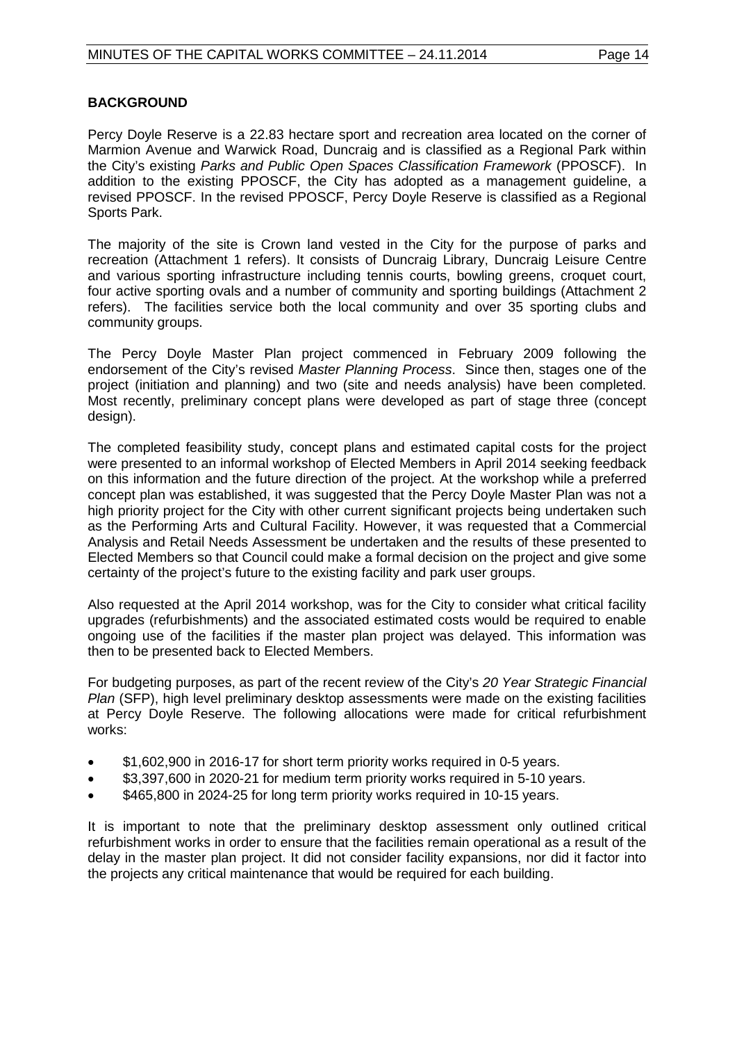## BACKGROUND

Percy Doyle Reserve is a 22.83 hectare sport and recreation area located on the corner of Marmion Avenue and Warwick Road, Duncraig and is classified as a Regional Park within the City's existing *Parks and Public Open Spaces Classification Framework* (PPOSCF). In addition to the existing PPOSCF, the City has adopted as a management guideline, a revised PPOSCF. In the revised PPOSCF, Percy Doyle Reserve is classified as a Regional Sports Park.

The majority of the site is Crown land vested in the City for the purpose of parks and recreation (Attachment 1 refers). It consists of Duncraig Library, Duncraig Leisure Centre and various sporting infrastructure including tennis courts, bowling greens, croquet court, four active sporting ovals and a number of community and sporting buildings (Attachment 2 refers). The facilities service both the local community and over 35 sporting clubs and community groups.

The Percy Doyle Master Plan project commenced in February 2009 following the endorsement of the City's revised *Master Planning Process*. Since then, stages one of the project (initiation and planning) and two (site and needs analysis) have been completed. Most recently, preliminary concept plans were developed as part of stage three (concept design).

The completed feasibility study, concept plans and estimated capital costs for the project were presented to an informal workshop of Elected Members in April 2014 seeking feedback on this information and the future direction of the project. At the workshop while a preferred concept plan was established, it was suggested that the Percy Doyle Master Plan was not a high priority project for the City with other current significant projects being undertaken such as the Performing Arts and Cultural Facility. However, it was requested that a Commercial Analysis and Retail Needs Assessment be undertaken and the results of these presented to Elected Members so that Council could make a formal decision on the project and give some certainty of the project's future to the existing facility and park user groups.

Also requested at the April 2014 workshop, was for the City to consider what critical facility upgrades (refurbishments) and the associated estimated costs would be required to enable ongoing use of the facilities if the master plan project was delayed. This information was then to be presented back to Elected Members.

For budgeting purposes, as part of the recent review of the City's *20 Year Strategic Financial Plan* (SFP), high level preliminary desktop assessments were made on the existing facilities at Percy Doyle Reserve. The following allocations were made for critical refurbishment works:

- $1,602,900 in 2016-17 for short term priority works required in 0-5 years.
- $3,397,600 in 2020-21 for medium term priority works required in 5-10 years.
- $465,800 in 2024-25 for long term priority works required in 10-15 years.

It is important to note that the preliminary desktop assessment only outlined critical refurbishment works in order to ensure that the facilities remain operational as a result of the delay in the master plan project. It did not consider facility expansions, nor did it factor into the projects any critical maintenance that would be required for each building.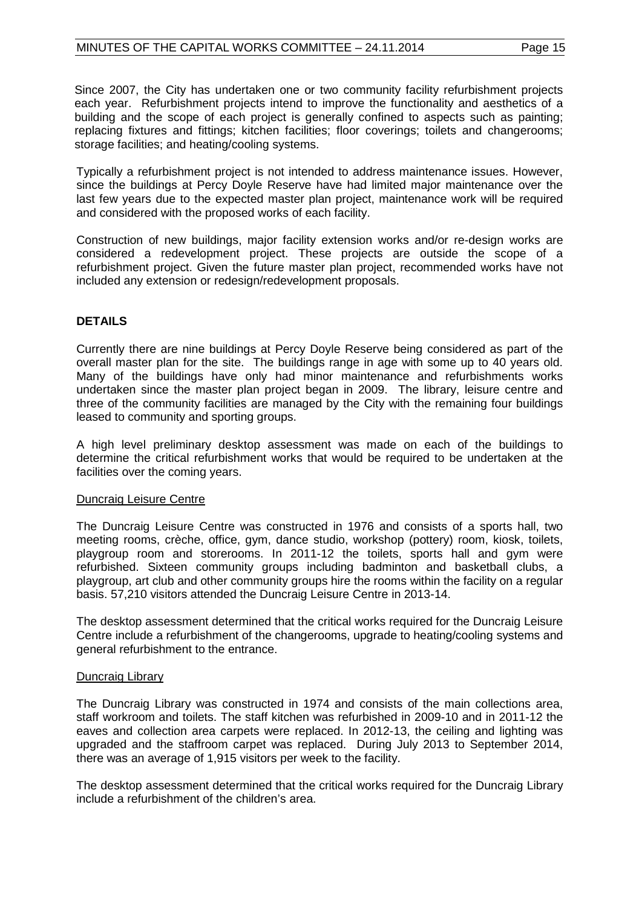Since 2007, the City has undertaken one or two community facility refurbishment projects each year. Refurbishment projects intend to improve the functionality and aesthetics of a building and the scope of each project is generally confined to aspects such as painting; replacing fixtures and fittings; kitchen facilities; floor coverings; toilets and changerooms; storage facilities; and heating/cooling systems.

Typically a refurbishment project is not intended to address maintenance issues. However, since the buildings at Percy Doyle Reserve have had limited major maintenance over the last few years due to the expected master plan project, maintenance work will be required and considered with the proposed works of each facility.

Construction of new buildings, major facility extension works and/or re-design works are considered a redevelopment project. These projects are outside the scope of a refurbishment project. Given the future master plan project, recommended works have not included any extension or redesign/redevelopment proposals.

## DETAILS

Currently there are nine buildings at Percy Doyle Reserve being considered as part of the overall master plan for the site. The buildings range in age with some up to 40 years old. Many of the buildings have only had minor maintenance and refurbishments works undertaken since the master plan project began in 2009. The library, leisure centre and three of the community facilities are managed by the City with the remaining four buildings leased to community and sporting groups.

A high level preliminary desktop assessment was made on each of the buildings to determine the critical refurbishment works that would be required to be undertaken at the facilities over the coming years.

### Duncraig Leisure Centre

The Duncraig Leisure Centre was constructed in 1976 and consists of a sports hall, two meeting rooms, crèche, office, gym, dance studio, workshop (pottery) room, kiosk, toilets, playgroup room and storerooms. In 2011-12 the toilets, sports hall and gym were refurbished. Sixteen community groups including badminton and basketball clubs, a playgroup, art club and other community groups hire the rooms within the facility on a regular basis. 57,210 visitors attended the Duncraig Leisure Centre in 2013-14.

The desktop assessment determined that the critical works required for the Duncraig Leisure Centre include a refurbishment of the changerooms, upgrade to heating/cooling systems and general refurbishment to the entrance.

### Duncraig Library

The Duncraig Library was constructed in 1974 and consists of the main collections area, staff workroom and toilets. The staff kitchen was refurbished in 2009-10 and in 2011-12 the eaves and collection area carpets were replaced. In 2012-13, the ceiling and lighting was upgraded and the staffroom carpet was replaced. During July 2013 to September 2014, there was an average of 1,915 visitors per week to the facility.

The desktop assessment determined that the critical works required for the Duncraig Library include a refurbishment of the children's area.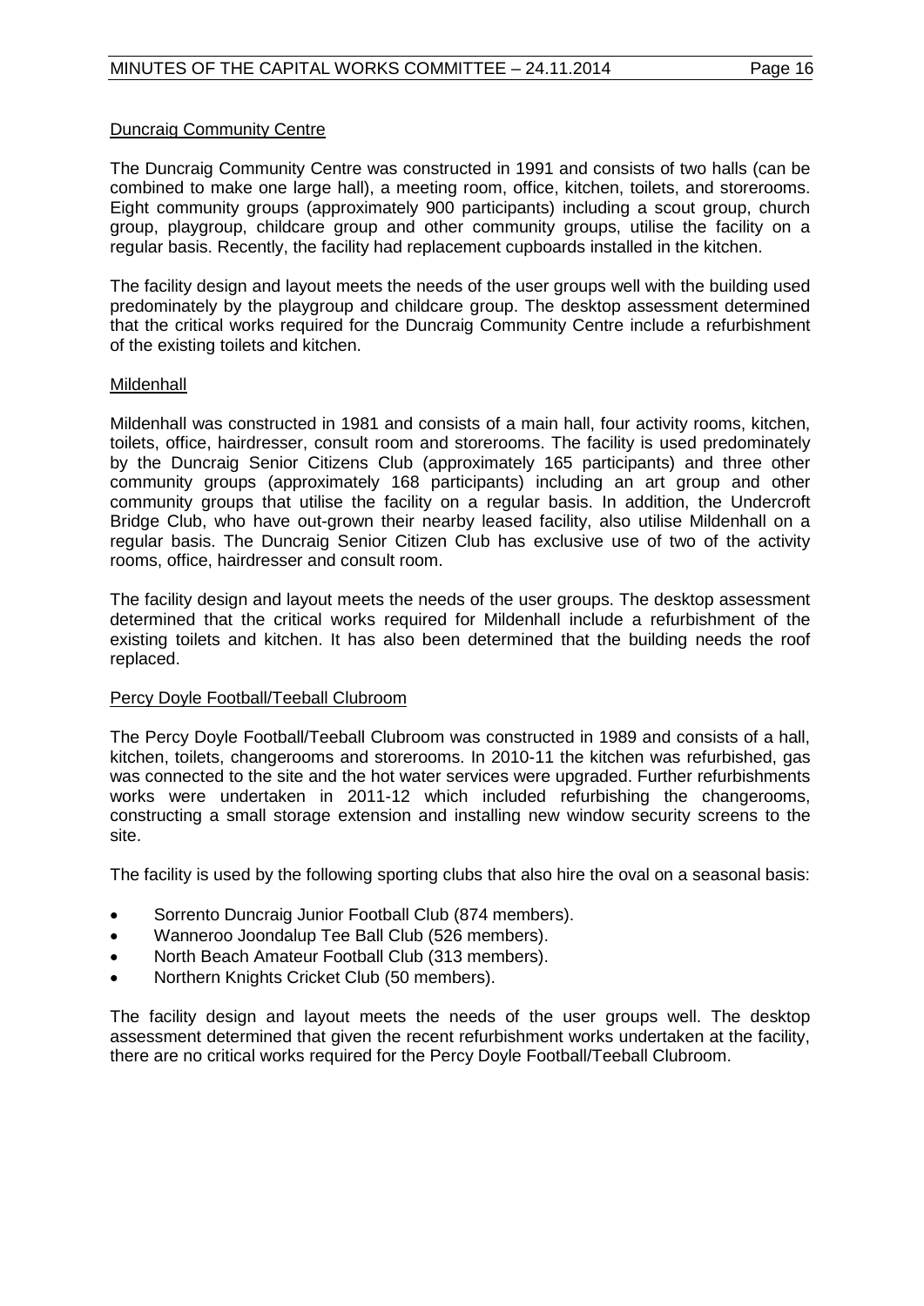Duncraig Community Centre

The Duncraig Community Centre was constructed in 1991 and consists of two halls (can be combined to make one large hall), a meeting room, office, kitchen, toilets, and storerooms. Eight community groups (approximately 900 participants) including a scout group, church group, playgroup, childcare group and other community groups, utilise the facility on a regular basis. Recently, the facility had replacement cupboards installed in the kitchen.

The facility design and layout meets the needs of the user groups well with the building used predominately by the playgroup and childcare group. The desktop assessment determined that the critical works required for the Duncraig Community Centre include a refurbishment of the existing toilets and kitchen.

Mildenhall

Mildenhall was constructed in 1981 and consists of a main hall, four activity rooms, kitchen, toilets, office, hairdresser, consult room and storerooms. The facility is used predominately by the Duncraig Senior Citizens Club (approximately 165 participants) and three other community groups (approximately 168 participants) including an art group and other community groups that utilise the facility on a regular basis. In addition, the Undercroft Bridge Club, who have out-grown their nearby leased facility, also utilise Mildenhall on a regular basis. The Duncraig Senior Citizen Club has exclusive use of two of the activity rooms, office, hairdresser and consult room.

The facility design and layout meets the needs of the user groups. The desktop assessment determined that the critical works required for Mildenhall include a refurbishment of the existing toilets and kitchen. It has also been determined that the building needs the roof replaced.

Percy Doyle Football/Teeball Clubroom

The Percy Doyle Football/Teeball Clubroom was constructed in 1989 and consists of a hall, kitchen, toilets, changerooms and storerooms. In 2010-11 the kitchen was refurbished, gas was connected to the site and the hot water services were upgraded. Further refurbishments works were undertaken in 2011-12 which included refurbishing the changerooms, constructing a small storage extension and installing new window security screens to the site.

The facility is used by the following sporting clubs that also hire the oval on a seasonal basis:

- Sorrento Duncraig Junior Football Club (874 members).
- Wanneroo Joondalup Tee Ball Club (526 members).
- North Beach Amateur Football Club (313 members).
- Northern Knights Cricket Club (50 members).

The facility design and layout meets the needs of the user groups well. The desktop assessment determined that given the recent refurbishment works undertaken at the facility, there are no critical works required for the Percy Doyle Football/Teeball Clubroom.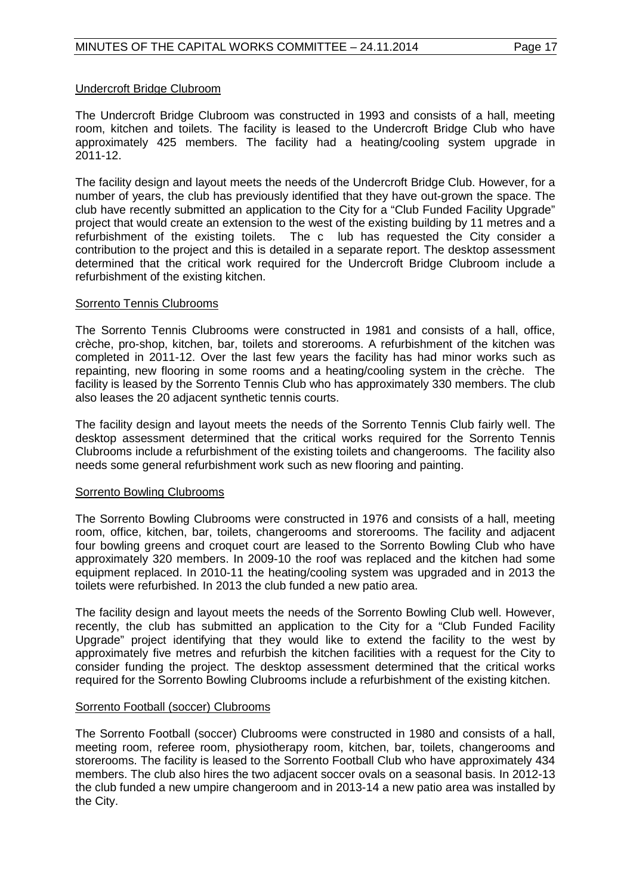Undercroft Bridge Clubroom

The Undercroft Bridge Clubroom was constructed in 1993 and consists of a hall, meeting room, kitchen and toilets. The facility is leased to the Undercroft Bridge Club who have approximately 425 members. The facility had a heating/cooling system upgrade in 2011-12.

The facility design and layout meets the needs of the Undercroft Bridge Club. However, for a number of years, the club has previously identified that they have out-grown the space. The club have recently submitted an application to the City for a "Club Funded Facility Upgrade" project that would create an extension to the west of the existing building by 11 metres and a refurbishment of the existing toilets. The c lub has requested the City consider a contribution to the project and this is detailed in a separate report. The desktop assessment determined that the critical work required for the Undercroft Bridge Clubroom include a refurbishment of the existing kitchen.

Sorrento Tennis Clubrooms

The Sorrento Tennis Clubrooms were constructed in 1981 and consists of a hall, office, crèche, pro-shop, kitchen, bar, toilets and storerooms. A refurbishment of the kitchen was completed in 2011-12. Over the last few years the facility has had minor works such as repainting, new flooring in some rooms and a heating/cooling system in the crèche. The facility is leased by the Sorrento Tennis Club who has approximately 330 members. The club also leases the 20 adjacent synthetic tennis courts.

The facility design and layout meets the needs of the Sorrento Tennis Club fairly well. The desktop assessment determined that the critical works required for the Sorrento Tennis Clubrooms include a refurbishment of the existing toilets and changerooms. The facility also needs some general refurbishment work such as new flooring and painting.

Sorrento Bowling Clubrooms

The Sorrento Bowling Clubrooms were constructed in 1976 and consists of a hall, meeting room, office, kitchen, bar, toilets, changerooms and storerooms. The facility and adjacent four bowling greens and croquet court are leased to the Sorrento Bowling Club who have approximately 320 members. In 2009-10 the roof was replaced and the kitchen had some equipment replaced. In 2010-11 the heating/cooling system was upgraded and in 2013 the toilets were refurbished. In 2013 the club funded a new patio area.

The facility design and layout meets the needs of the Sorrento Bowling Club well. However, recently, the club has submitted an application to the City for a "Club Funded Facility Upgrade" project identifying that they would like to extend the facility to the west by approximately five metres and refurbish the kitchen facilities with a request for the City to consider funding the project. The desktop assessment determined that the critical works required for the Sorrento Bowling Clubrooms include a refurbishment of the existing kitchen.

Sorrento Football (soccer) Clubrooms

The Sorrento Football (soccer) Clubrooms were constructed in 1980 and consists of a hall, meeting room, referee room, physiotherapy room, kitchen, bar, toilets, changerooms and storerooms. The facility is leased to the Sorrento Football Club who have approximately 434 members. The club also hires the two adjacent soccer ovals on a seasonal basis. In 2012-13 the club funded a new umpire changeroom and in 2013-14 a new patio area was installed by the City.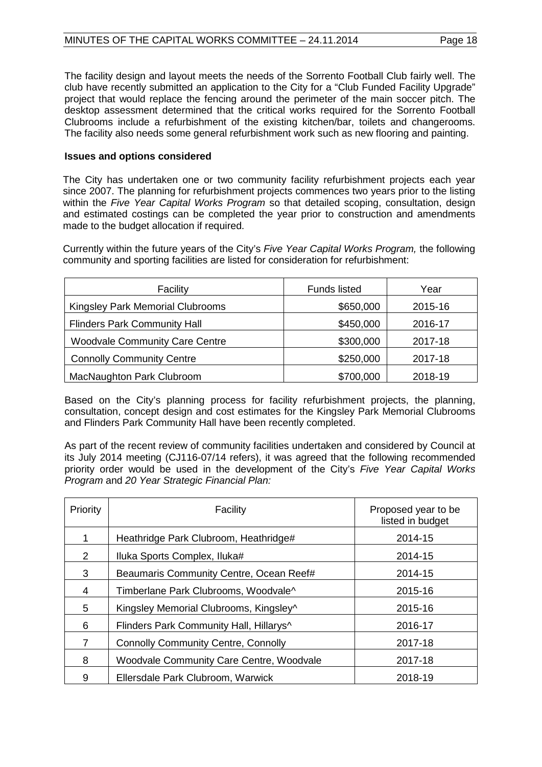The facility design and layout meets the needs of the Sorrento Football Club fairly well. The club have recently submitted an application to the City for a "Club Funded Facility Upgrade" project that would replace the fencing around the perimeter of the main soccer pitch. The desktop assessment determined that the critical works required for the Sorrento Football Clubrooms include a refurbishment of the existing kitchen/bar, toilets and changerooms. The facility also needs some general refurbishment work such as new flooring and painting.

**Issues and options considered**

The City has undertaken one or two community facility refurbishment projects each year since 2007. The planning for refurbishment projects commences two years prior to the listing within the *Five Year Capital Works Program* so that detailed scoping, consultation, design and estimated costings can be completed the year prior to construction and amendments made to the budget allocation if required.

Currently within the future years of the City's *Five Year Capital Works Program,* the following community and sporting facilities are listed for consideration for refurbishment:

| Facility | Funds listed | Year |
|---|---|---|
| Kingsley Park Memorial Clubrooms | $650,000 | 2015-16 |
| Flinders Park Community Hall | $450,000 | 2016-17 |
| Woodvale Community Care Centre | $300,000 | 2017-18 |
| Connolly Community Centre | $250,000 | 2017-18 |
| MacNaughton Park Clubroom | $700,000 | 2018-19 |

Based on the City's planning process for facility refurbishment projects, the planning, consultation, concept design and cost estimates for the Kingsley Park Memorial Clubrooms and Flinders Park Community Hall have been recently completed.

As part of the recent review of community facilities undertaken and considered by Council at its July 2014 meeting (CJ116-07/14 refers), it was agreed that the following recommended priority order would be used in the development of the City's *Five Year Capital Works Program* and *20 Year Strategic Financial Plan:*

| Priority | Facility | Proposed year to be listed in budget |
|---|---|---|
| 1 | Heathridge Park Clubroom, Heathridge# | 2014-15 |
| 2 | Iluka Sports Complex, Iluka# | 2014-15 |
| 3 | Beaumaris Community Centre, Ocean Reef# | 2014-15 |
| 4 | Timberlane Park Clubrooms, Woodvale^ | 2015-16 |
| 5 | Kingsley Memorial Clubrooms, Kingsley^ | 2015-16 |
| 6 | Flinders Park Community Hall, Hillarys^ | 2016-17 |
| 7 | Connolly Community Centre, Connolly | 2017-18 |
| 8 | Woodvale Community Care Centre, Woodvale | 2017-18 |
| 9 | Ellersdale Park Clubroom, Warwick | 2018-19 |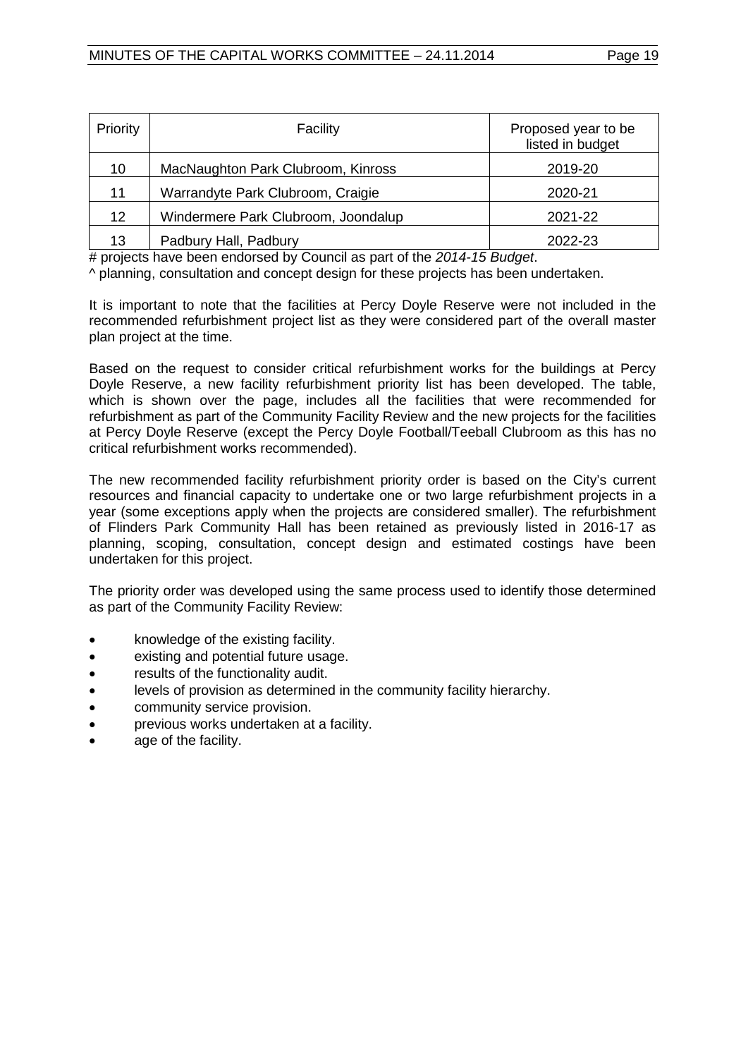| Priority | Facility | Proposed year to be listed in budget |
|---|---|---|
| 10 | MacNaughton Park Clubroom, Kinross | 2019-20 |
| 11 | Warrandyte Park Clubroom, Craigie | 2020-21 |
| 12 | Windermere Park Clubroom, Joondalup | 2021-22 |
| 13 | Padbury Hall, Padbury | 2022-23 |

# projects have been endorsed by Council as part of the *2014-15 Budget*.

^ planning, consultation and concept design for these projects has been undertaken.

It is important to note that the facilities at Percy Doyle Reserve were not included in the recommended refurbishment project list as they were considered part of the overall master plan project at the time.

Based on the request to consider critical refurbishment works for the buildings at Percy Doyle Reserve, a new facility refurbishment priority list has been developed. The table, which is shown over the page, includes all the facilities that were recommended for refurbishment as part of the Community Facility Review and the new projects for the facilities at Percy Doyle Reserve (except the Percy Doyle Football/Teeball Clubroom as this has no critical refurbishment works recommended).

The new recommended facility refurbishment priority order is based on the City's current resources and financial capacity to undertake one or two large refurbishment projects in a year (some exceptions apply when the projects are considered smaller). The refurbishment of Flinders Park Community Hall has been retained as previously listed in 2016-17 as planning, scoping, consultation, concept design and estimated costings have been undertaken for this project.

The priority order was developed using the same process used to identify those determined as part of the Community Facility Review:

- knowledge of the existing facility.
- existing and potential future usage.
- results of the functionality audit.
- levels of provision as determined in the community facility hierarchy.
- community service provision.
- previous works undertaken at a facility.
- age of the facility.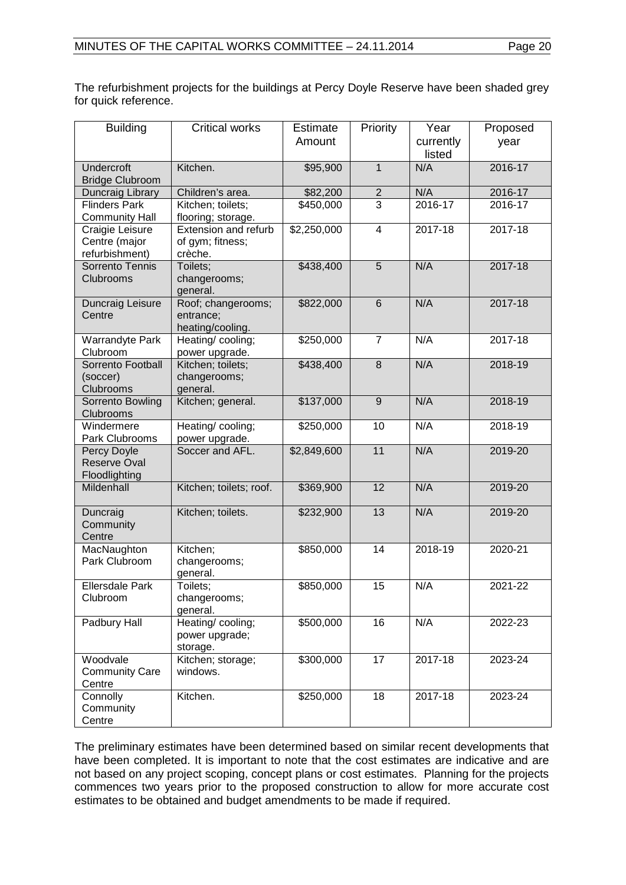The refurbishment projects for the buildings at Percy Doyle Reserve have been shaded grey for quick reference.

| Building | Critical works | Estimate Amount | Priority | Year currently listed | Proposed year |
|---|---|---|---|---|---|
| Undercroft Bridge Clubroom | Kitchen. | $95,900 | 1 | N/A | 2016-17 |
| Duncraig Library | Children's area. | $82,200 | 2 | N/A | 2016-17 |
| Flinders Park Community Hall | Kitchen; toilets; flooring; storage. | $450,000 | 3 | 2016-17 | 2016-17 |
| Craigie Leisure Centre (major refurbishment) | Extension and refurb of gym; fitness; crèche. | $2,250,000 | 4 | 2017-18 | 2017-18 |
| Sorrento Tennis Clubrooms | Toilets; changerooms; general. | $438,400 | 5 | N/A | 2017-18 |
| Duncraig Leisure Centre | Roof; changerooms; entrance; heating/cooling. | $822,000 | 6 | N/A | 2017-18 |
| Warrandyte Park Clubroom | Heating/ cooling; power upgrade. | $250,000 | 7 | N/A | 2017-18 |
| Sorrento Football (soccer) Clubrooms | Kitchen; toilets; changerooms; general. | $438,400 | 8 | N/A | 2018-19 |
| Sorrento Bowling Clubrooms | Kitchen; general. | $137,000 | 9 | N/A | 2018-19 |
| Windermere Park Clubrooms | Heating/ cooling; power upgrade. | $250,000 | 10 | N/A | 2018-19 |
| Percy Doyle Reserve Oval Floodlighting | Soccer and AFL. | $2,849,600 | 11 | N/A | 2019-20 |
| Mildenhall | Kitchen; toilets; roof. | $369,900 | 12 | N/A | 2019-20 |
| Duncraig Community Centre | Kitchen; toilets. | $232,900 | 13 | N/A | 2019-20 |
| MacNaughton Park Clubroom | Kitchen; changerooms; general. | $850,000 | 14 | 2018-19 | 2020-21 |
| Ellersdale Park Clubroom | Toilets; changerooms; general. | $850,000 | 15 | N/A | 2021-22 |
| Padbury Hall | Heating/ cooling; power upgrade; storage. | $500,000 | 16 | N/A | 2022-23 |
| Woodvale Community Care Centre | Kitchen; storage; windows. | $300,000 | 17 | 2017-18 | 2023-24 |
| Connolly Community Centre | Kitchen. | $250,000 | 18 | 2017-18 | 2023-24 |

The preliminary estimates have been determined based on similar recent developments that have been completed. It is important to note that the cost estimates are indicative and are not based on any project scoping, concept plans or cost estimates. Planning for the projects commences two years prior to the proposed construction to allow for more accurate cost estimates to be obtained and budget amendments to be made if required.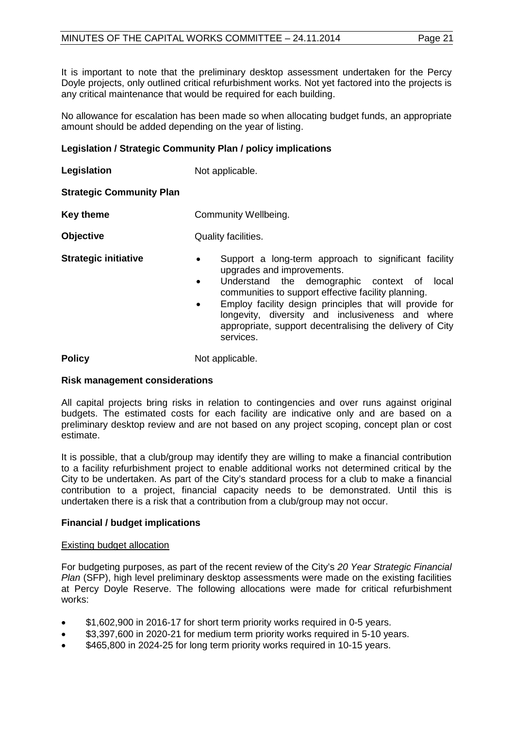It is important to note that the preliminary desktop assessment undertaken for the Percy Doyle projects, only outlined critical refurbishment works. Not yet factored into the projects is any critical maintenance that would be required for each building.

No allowance for escalation has been made so when allocating budget funds, an appropriate amount should be added depending on the year of listing.

**Legislation / Strategic Community Plan / policy implications**

**Legislation** Not applicable.

**Strategic Community Plan**

**Key theme** Community Wellbeing.

**Objective** Quality facilities.

**Strategic initiative**

- Support a long-term approach to significant facility upgrades and improvements.
- Understand the demographic context of local communities to support effective facility planning.
- Employ facility design principles that will provide for longevity, diversity and inclusiveness and where appropriate, support decentralising the delivery of City services.

**Policy** Not applicable.

**Risk management considerations**

All capital projects bring risks in relation to contingencies and over runs against original budgets. The estimated costs for each facility are indicative only and are based on a preliminary desktop review and are not based on any project scoping, concept plan or cost estimate.

It is possible, that a club/group may identify they are willing to make a financial contribution to a facility refurbishment project to enable additional works not determined critical by the City to be undertaken. As part of the City's standard process for a club to make a financial contribution to a project, financial capacity needs to be demonstrated. Until this is undertaken there is a risk that a contribution from a club/group may not occur.

**Financial / budget implications**

Existing budget allocation

For budgeting purposes, as part of the recent review of the City's *20 Year Strategic Financial Plan* (SFP), high level preliminary desktop assessments were made on the existing facilities at Percy Doyle Reserve. The following allocations were made for critical refurbishment works:

- $1,602,900 in 2016-17 for short term priority works required in 0-5 years.
- $3,397,600 in 2020-21 for medium term priority works required in 5-10 years.
- $465,800 in 2024-25 for long term priority works required in 10-15 years.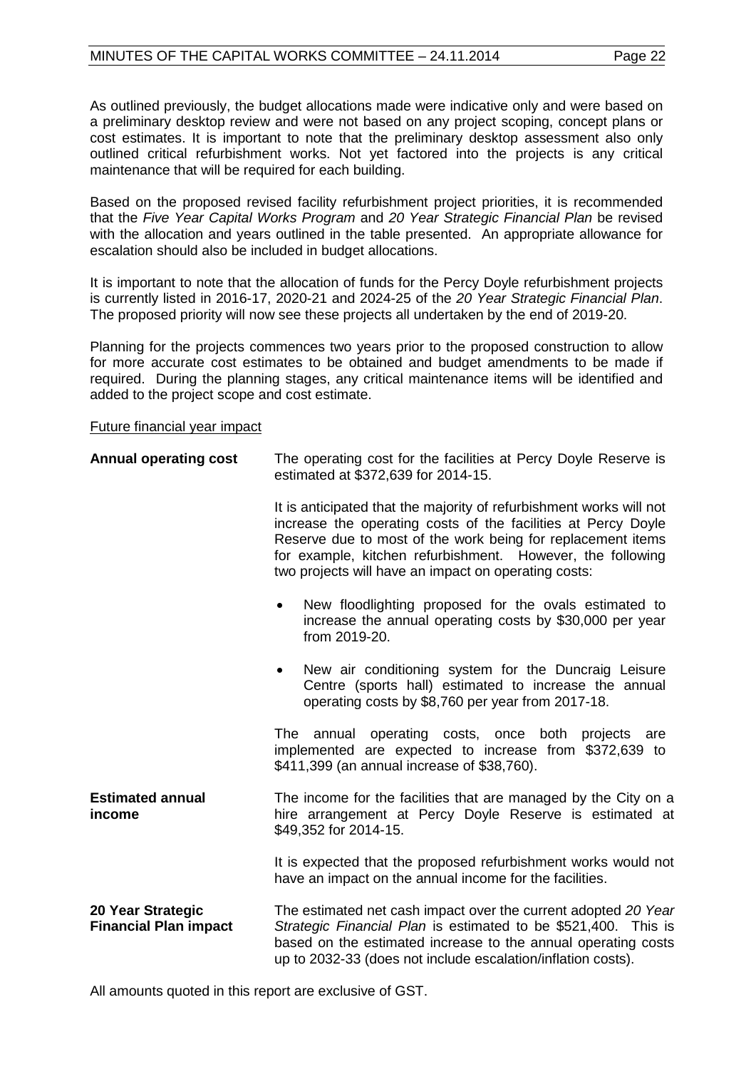As outlined previously, the budget allocations made were indicative only and were based on a preliminary desktop review and were not based on any project scoping, concept plans or cost estimates. It is important to note that the preliminary desktop assessment also only outlined critical refurbishment works. Not yet factored into the projects is any critical maintenance that will be required for each building.

Based on the proposed revised facility refurbishment project priorities, it is recommended that the *Five Year Capital Works Program* and *20 Year Strategic Financial Plan* be revised with the allocation and years outlined in the table presented. An appropriate allowance for escalation should also be included in budget allocations.

It is important to note that the allocation of funds for the Percy Doyle refurbishment projects is currently listed in 2016-17, 2020-21 and 2024-25 of the *20 Year Strategic Financial Plan*. The proposed priority will now see these projects all undertaken by the end of 2019-20.

Planning for the projects commences two years prior to the proposed construction to allow for more accurate cost estimates to be obtained and budget amendments to be made if required. During the planning stages, any critical maintenance items will be identified and added to the project scope and cost estimate.

Future financial year impact

**Annual operating cost**

The operating cost for the facilities at Percy Doyle Reserve is estimated at $372,639 for 2014-15.

It is anticipated that the majority of refurbishment works will not increase the operating costs of the facilities at Percy Doyle Reserve due to most of the work being for replacement items for example, kitchen refurbishment. However, the following two projects will have an impact on operating costs:

- New floodlighting proposed for the ovals estimated to increase the annual operating costs by $30,000 per year from 2019-20.
- New air conditioning system for the Duncraig Leisure Centre (sports hall) estimated to increase the annual operating costs by $8,760 per year from 2017-18.

The annual operating costs, once both projects are implemented are expected to increase from $372,639 to $411,399 (an annual increase of $38,760).

**Estimated annual income**

The income for the facilities that are managed by the City on a hire arrangement at Percy Doyle Reserve is estimated at $49,352 for 2014-15.

It is expected that the proposed refurbishment works would not have an impact on the annual income for the facilities.

**20 Year Strategic Financial Plan impact**

The estimated net cash impact over the current adopted *20 Year Strategic Financial Plan* is estimated to be $521,400. This is based on the estimated increase to the annual operating costs up to 2032-33 (does not include escalation/inflation costs).

All amounts quoted in this report are exclusive of GST.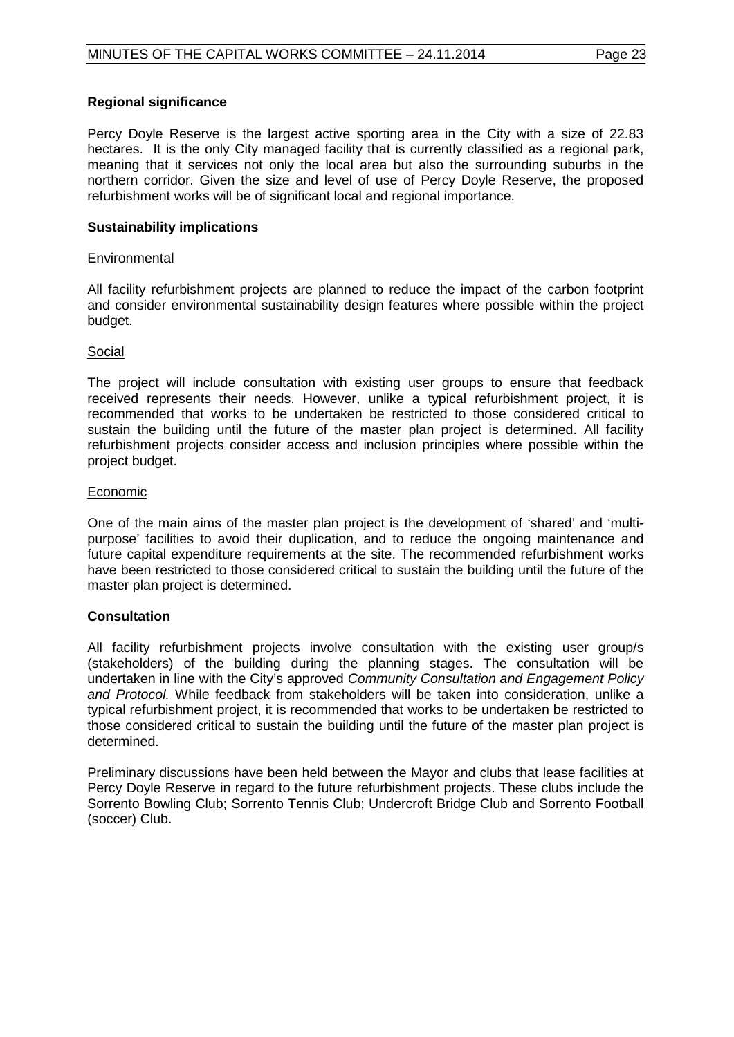**Regional significance**

Percy Doyle Reserve is the largest active sporting area in the City with a size of 22.83 hectares. It is the only City managed facility that is currently classified as a regional park, meaning that it services not only the local area but also the surrounding suburbs in the northern corridor. Given the size and level of use of Percy Doyle Reserve, the proposed refurbishment works will be of significant local and regional importance.

**Sustainability implications**

Environmental

All facility refurbishment projects are planned to reduce the impact of the carbon footprint and consider environmental sustainability design features where possible within the project budget.

Social

The project will include consultation with existing user groups to ensure that feedback received represents their needs. However, unlike a typical refurbishment project, it is recommended that works to be undertaken be restricted to those considered critical to sustain the building until the future of the master plan project is determined. All facility refurbishment projects consider access and inclusion principles where possible within the project budget.

Economic

One of the main aims of the master plan project is the development of 'shared' and 'multi-purpose' facilities to avoid their duplication, and to reduce the ongoing maintenance and future capital expenditure requirements at the site. The recommended refurbishment works have been restricted to those considered critical to sustain the building until the future of the master plan project is determined.

**Consultation**

All facility refurbishment projects involve consultation with the existing user group/s (stakeholders) of the building during the planning stages. The consultation will be undertaken in line with the City's approved *Community Consultation and Engagement Policy and Protocol.* While feedback from stakeholders will be taken into consideration, unlike a typical refurbishment project, it is recommended that works to be undertaken be restricted to those considered critical to sustain the building until the future of the master plan project is determined.

Preliminary discussions have been held between the Mayor and clubs that lease facilities at Percy Doyle Reserve in regard to the future refurbishment projects. These clubs include the Sorrento Bowling Club; Sorrento Tennis Club; Undercroft Bridge Club and Sorrento Football (soccer) Club.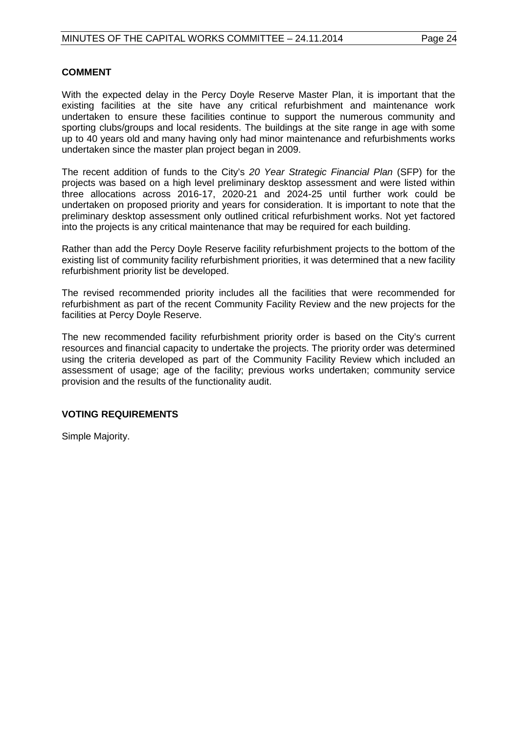## COMMENT

With the expected delay in the Percy Doyle Reserve Master Plan, it is important that the existing facilities at the site have any critical refurbishment and maintenance work undertaken to ensure these facilities continue to support the numerous community and sporting clubs/groups and local residents. The buildings at the site range in age with some up to 40 years old and many having only had minor maintenance and refurbishments works undertaken since the master plan project began in 2009.

The recent addition of funds to the City's *20 Year Strategic Financial Plan* (SFP) for the projects was based on a high level preliminary desktop assessment and were listed within three allocations across 2016-17, 2020-21 and 2024-25 until further work could be undertaken on proposed priority and years for consideration. It is important to note that the preliminary desktop assessment only outlined critical refurbishment works. Not yet factored into the projects is any critical maintenance that may be required for each building.

Rather than add the Percy Doyle Reserve facility refurbishment projects to the bottom of the existing list of community facility refurbishment priorities, it was determined that a new facility refurbishment priority list be developed.

The revised recommended priority includes all the facilities that were recommended for refurbishment as part of the recent Community Facility Review and the new projects for the facilities at Percy Doyle Reserve.

The new recommended facility refurbishment priority order is based on the City's current resources and financial capacity to undertake the projects. The priority order was determined using the criteria developed as part of the Community Facility Review which included an assessment of usage; age of the facility; previous works undertaken; community service provision and the results of the functionality audit.

## VOTING REQUIREMENTS

Simple Majority.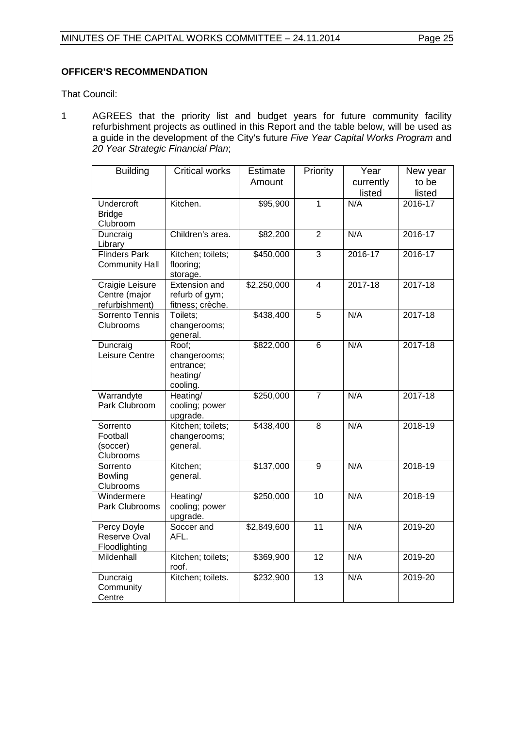**OFFICER'S RECOMMENDATION**

That Council:

1 AGREES that the priority list and budget years for future community facility refurbishment projects as outlined in this Report and the table below, will be used as a guide in the development of the City's future *Five Year Capital Works Program* and *20 Year Strategic Financial Plan*;

| Building | Critical works | Estimate Amount | Priority | Year currently listed | New year to be listed |
|---|---|---|---|---|---|
| Undercroft Bridge Clubroom | Kitchen. | $95,900 | 1 | N/A | 2016-17 |
| Duncraig Library | Children's area. | $82,200 | 2 | N/A | 2016-17 |
| Flinders Park Community Hall | Kitchen; toilets; flooring; storage. | $450,000 | 3 | 2016-17 | 2016-17 |
| Craigie Leisure Centre (major refurbishment) | Extension and refurb of gym; fitness; crèche. | $2,250,000 | 4 | 2017-18 | 2017-18 |
| Sorrento Tennis Clubrooms | Toilets; changerooms; general. | $438,400 | 5 | N/A | 2017-18 |
| Duncraig Leisure Centre | Roof; changerooms; entrance; heating/ cooling. | $822,000 | 6 | N/A | 2017-18 |
| Warrandyte Park Clubroom | Heating/ cooling; power upgrade. | $250,000 | 7 | N/A | 2017-18 |
| Sorrento Football (soccer) Clubrooms | Kitchen; toilets; changerooms; general. | $438,400 | 8 | N/A | 2018-19 |
| Sorrento Bowling Clubrooms | Kitchen; general. | $137,000 | 9 | N/A | 2018-19 |
| Windermere Park Clubrooms | Heating/ cooling; power upgrade. | $250,000 | 10 | N/A | 2018-19 |
| Percy Doyle Reserve Oval Floodlighting | Soccer and AFL. | $2,849,600 | 11 | N/A | 2019-20 |
| Mildenhall | Kitchen; toilets; roof. | $369,900 | 12 | N/A | 2019-20 |
| Duncraig Community Centre | Kitchen; toilets. | $232,900 | 13 | N/A | 2019-20 |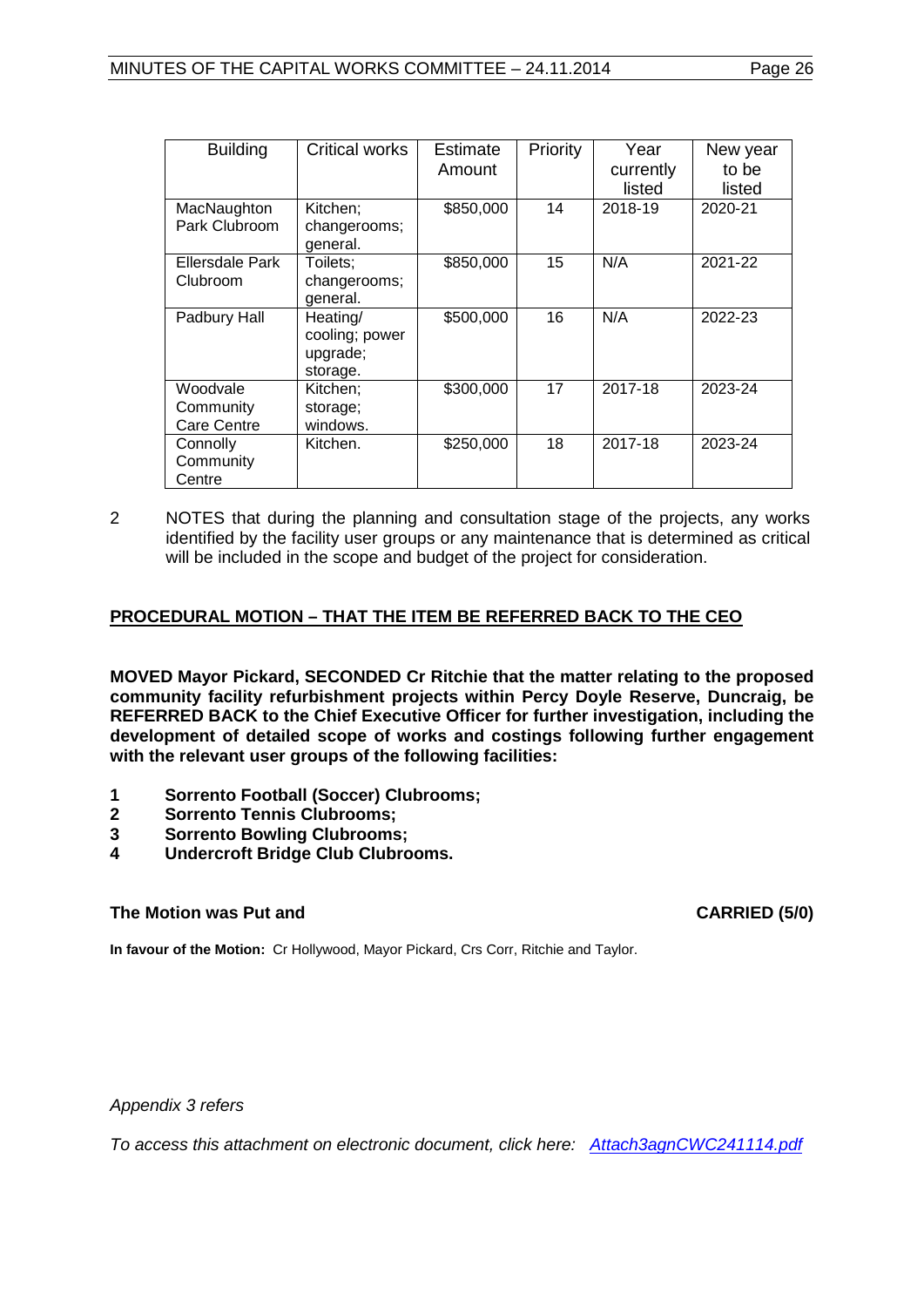| Building | Critical works | Estimate Amount | Priority | Year currently listed | New year to be listed |
|---|---|---|---|---|---|
| MacNaughton Park Clubroom | Kitchen; changerooms; general. | $850,000 | 14 | 2018-19 | 2020-21 |
| Ellersdale Park Clubroom | Toilets; changerooms; general. | $850,000 | 15 | N/A | 2021-22 |
| Padbury Hall | Heating/ cooling; power upgrade; storage. | $500,000 | 16 | N/A | 2022-23 |
| Woodvale Community Care Centre | Kitchen; storage; windows. | $300,000 | 17 | 2017-18 | 2023-24 |
| Connolly Community Centre | Kitchen. | $250,000 | 18 | 2017-18 | 2023-24 |

2 NOTES that during the planning and consultation stage of the projects, any works identified by the facility user groups or any maintenance that is determined as critical will be included in the scope and budget of the project for consideration.

## PROCEDURAL MOTION – THAT THE ITEM BE REFERRED BACK TO THE CEO

**MOVED Mayor Pickard, SECONDED Cr Ritchie that the matter relating to the proposed community facility refurbishment projects within Percy Doyle Reserve, Duncraig, be REFERRED BACK to the Chief Executive Officer for further investigation, including the development of detailed scope of works and costings following further engagement with the relevant user groups of the following facilities:**

**1 Sorrento Football (Soccer) Clubrooms;**
**2 Sorrento Tennis Clubrooms;**
**3 Sorrento Bowling Clubrooms;**
**4 Undercroft Bridge Club Clubrooms.**

**The Motion was Put and CARRIED (5/0)**

**In favour of the Motion:** Cr Hollywood, Mayor Pickard, Crs Corr, Ritchie and Taylor.

*Appendix 3 refers*

*To access this attachment on electronic document, click here: Attach3agnCWC241114.pdf*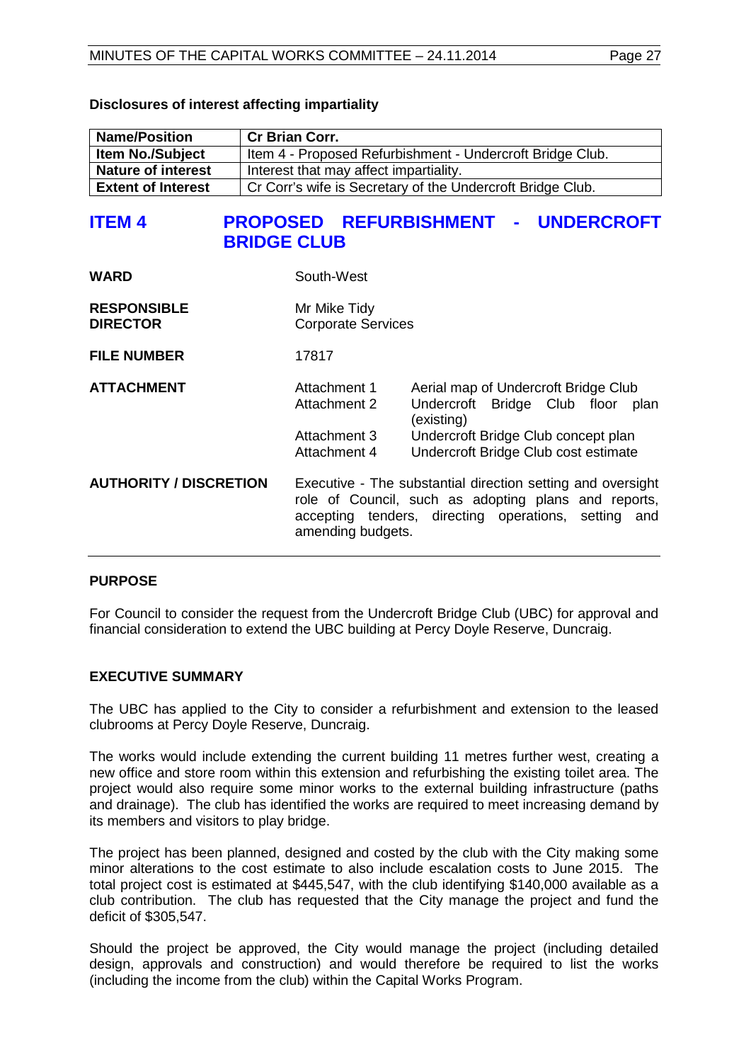**Disclosures of interest affecting impartiality**

| | |
|---|---|
| **Name/Position** | **Cr Brian Corr.** |
| **Item No./Subject** | Item 4 - Proposed Refurbishment - Undercroft Bridge Club. |
| **Nature of interest** | Interest that may affect impartiality. |
| **Extent of Interest** | Cr Corr's wife is Secretary of the Undercroft Bridge Club. |

## ITEM 4 PROPOSED REFURBISHMENT - UNDERCROFT BRIDGE CLUB

| | | |
|---|---|---|
| **WARD** | South-West | |
| **RESPONSIBLE DIRECTOR** | Mr Mike Tidy<br>Corporate Services | |
| **FILE NUMBER** | 17817 | |
| **ATTACHMENT** | Attachment 1 | Aerial map of Undercroft Bridge Club |
| | Attachment 2 | Undercroft Bridge Club floor plan (existing) |
| | Attachment 3 | Undercroft Bridge Club concept plan |
| | Attachment 4 | Undercroft Bridge Club cost estimate |
| **AUTHORITY / DISCRETION** | Executive - The substantial direction setting and oversight role of Council, such as adopting plans and reports, accepting tenders, directing operations, setting and amending budgets. | |

**PURPOSE**

For Council to consider the request from the Undercroft Bridge Club (UBC) for approval and financial consideration to extend the UBC building at Percy Doyle Reserve, Duncraig.

**EXECUTIVE SUMMARY**

The UBC has applied to the City to consider a refurbishment and extension to the leased clubrooms at Percy Doyle Reserve, Duncraig.

The works would include extending the current building 11 metres further west, creating a new office and store room within this extension and refurbishing the existing toilet area. The project would also require some minor works to the external building infrastructure (paths and drainage). The club has identified the works are required to meet increasing demand by its members and visitors to play bridge.

The project has been planned, designed and costed by the club with the City making some minor alterations to the cost estimate to also include escalation costs to June 2015. The total project cost is estimated at $445,547, with the club identifying $140,000 available as a club contribution. The club has requested that the City manage the project and fund the deficit of $305,547.

Should the project be approved, the City would manage the project (including detailed design, approvals and construction) and would therefore be required to list the works (including the income from the club) within the Capital Works Program.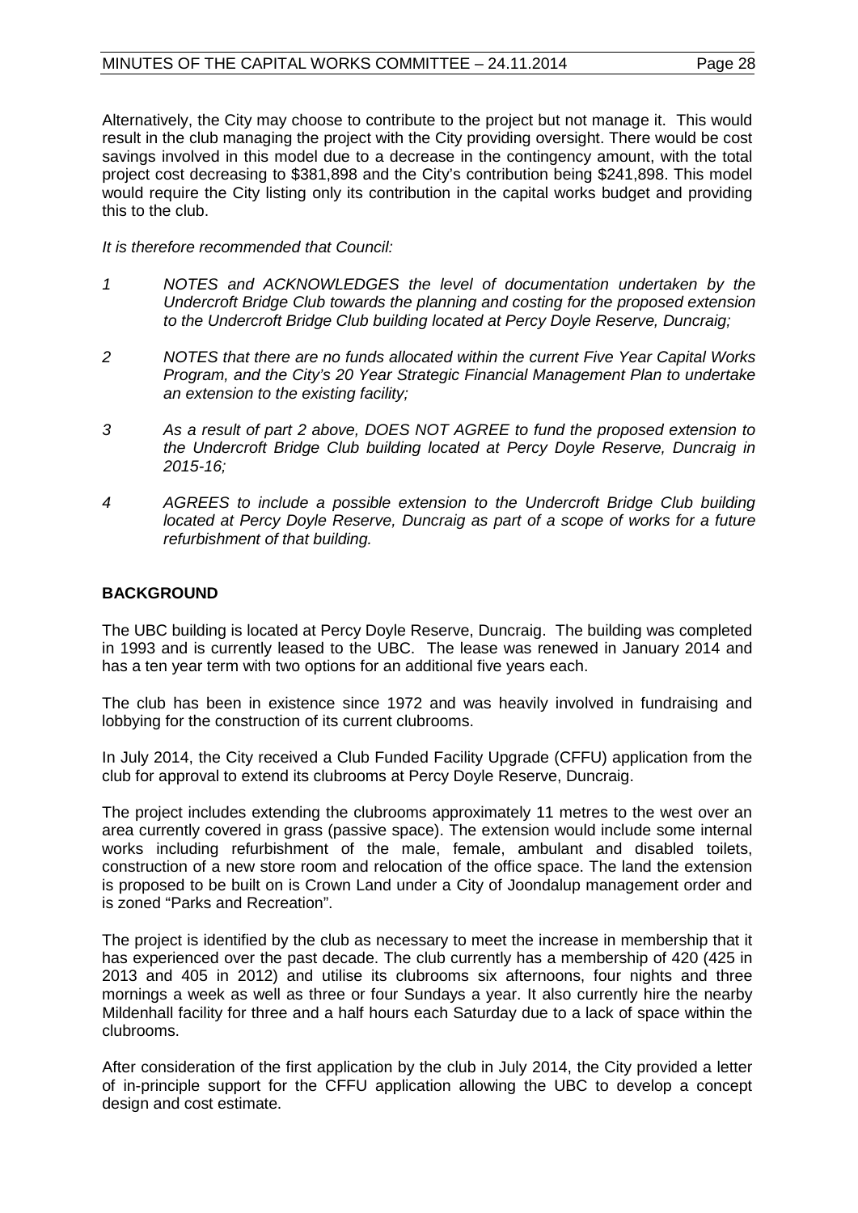Alternatively, the City may choose to contribute to the project but not manage it. This would result in the club managing the project with the City providing oversight. There would be cost savings involved in this model due to a decrease in the contingency amount, with the total project cost decreasing to $381,898 and the City's contribution being $241,898. This model would require the City listing only its contribution in the capital works budget and providing this to the club.

*It is therefore recommended that Council:*

1. *NOTES and ACKNOWLEDGES the level of documentation undertaken by the Undercroft Bridge Club towards the planning and costing for the proposed extension to the Undercroft Bridge Club building located at Percy Doyle Reserve, Duncraig;*

2. *NOTES that there are no funds allocated within the current Five Year Capital Works Program, and the City's 20 Year Strategic Financial Management Plan to undertake an extension to the existing facility;*

3. *As a result of part 2 above, DOES NOT AGREE to fund the proposed extension to the Undercroft Bridge Club building located at Percy Doyle Reserve, Duncraig in 2015-16;*

4. *AGREES to include a possible extension to the Undercroft Bridge Club building located at Percy Doyle Reserve, Duncraig as part of a scope of works for a future refurbishment of that building.*

## BACKGROUND

The UBC building is located at Percy Doyle Reserve, Duncraig. The building was completed in 1993 and is currently leased to the UBC. The lease was renewed in January 2014 and has a ten year term with two options for an additional five years each.

The club has been in existence since 1972 and was heavily involved in fundraising and lobbying for the construction of its current clubrooms.

In July 2014, the City received a Club Funded Facility Upgrade (CFFU) application from the club for approval to extend its clubrooms at Percy Doyle Reserve, Duncraig.

The project includes extending the clubrooms approximately 11 metres to the west over an area currently covered in grass (passive space). The extension would include some internal works including refurbishment of the male, female, ambulant and disabled toilets, construction of a new store room and relocation of the office space. The land the extension is proposed to be built on is Crown Land under a City of Joondalup management order and is zoned "Parks and Recreation".

The project is identified by the club as necessary to meet the increase in membership that it has experienced over the past decade. The club currently has a membership of 420 (425 in 2013 and 405 in 2012) and utilise its clubrooms six afternoons, four nights and three mornings a week as well as three or four Sundays a year. It also currently hire the nearby Mildenhall facility for three and a half hours each Saturday due to a lack of space within the clubrooms.

After consideration of the first application by the club in July 2014, the City provided a letter of in-principle support for the CFFU application allowing the UBC to develop a concept design and cost estimate.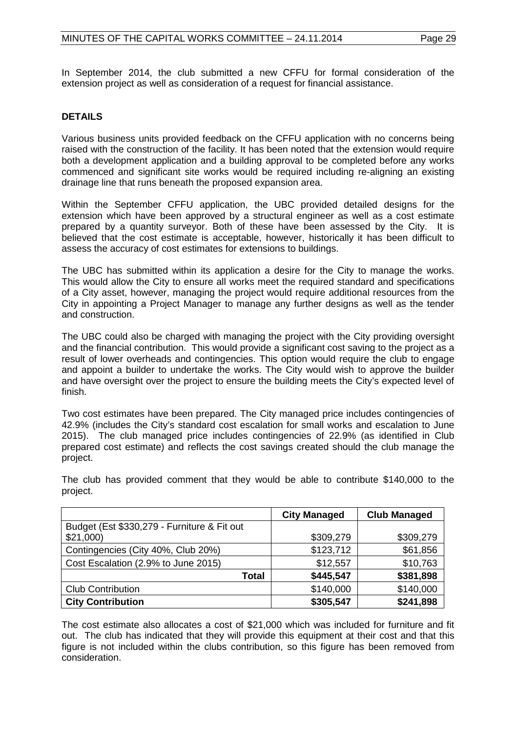In September 2014, the club submitted a new CFFU for formal consideration of the extension project as well as consideration of a request for financial assistance.

**DETAILS**

Various business units provided feedback on the CFFU application with no concerns being raised with the construction of the facility. It has been noted that the extension would require both a development application and a building approval to be completed before any works commenced and significant site works would be required including re-aligning an existing drainage line that runs beneath the proposed expansion area.

Within the September CFFU application, the UBC provided detailed designs for the extension which have been approved by a structural engineer as well as a cost estimate prepared by a quantity surveyor. Both of these have been assessed by the City. It is believed that the cost estimate is acceptable, however, historically it has been difficult to assess the accuracy of cost estimates for extensions to buildings.

The UBC has submitted within its application a desire for the City to manage the works. This would allow the City to ensure all works meet the required standard and specifications of a City asset, however, managing the project would require additional resources from the City in appointing a Project Manager to manage any further designs as well as the tender and construction.

The UBC could also be charged with managing the project with the City providing oversight and the financial contribution. This would provide a significant cost saving to the project as a result of lower overheads and contingencies. This option would require the club to engage and appoint a builder to undertake the works. The City would wish to approve the builder and have oversight over the project to ensure the building meets the City's expected level of finish.

Two cost estimates have been prepared. The City managed price includes contingencies of 42.9% (includes the City's standard cost escalation for small works and escalation to June 2015). The club managed price includes contingencies of 22.9% (as identified in Club prepared cost estimate) and reflects the cost savings created should the club manage the project.

The club has provided comment that they would be able to contribute $140,000 to the project.

| | **City Managed** | **Club Managed** |
|---|---|---|
| Budget (Est $330,279 - Furniture & Fit out $21,000) | $309,279 | $309,279 |
| Contingencies (City 40%, Club 20%) | $123,712 | $61,856 |
| Cost Escalation (2.9% to June 2015) | $12,557 | $10,763 |
| **Total** | **$445,547** | **$381,898** |
| Club Contribution | $140,000 | $140,000 |
| **City Contribution** | **$305,547** | **$241,898** |

The cost estimate also allocates a cost of $21,000 which was included for furniture and fit out. The club has indicated that they will provide this equipment at their cost and that this figure is not included within the clubs contribution, so this figure has been removed from consideration.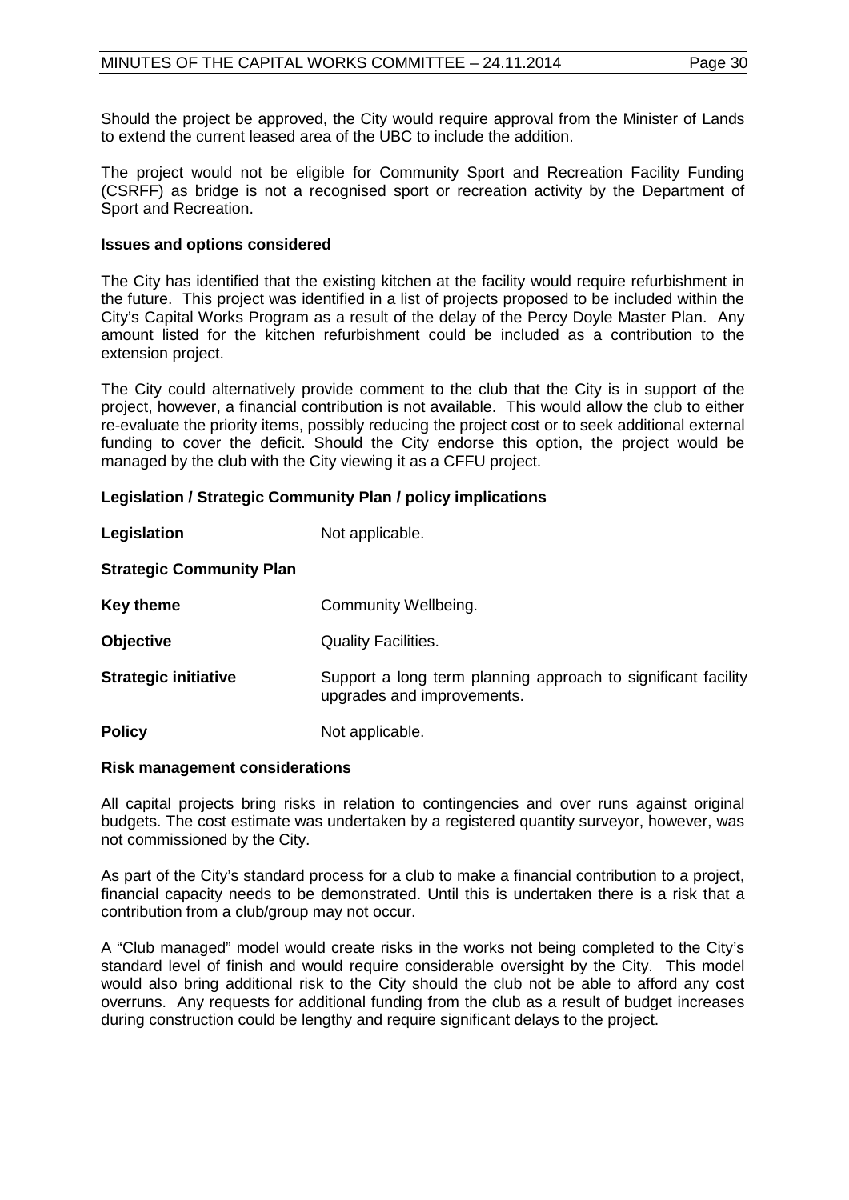Should the project be approved, the City would require approval from the Minister of Lands to extend the current leased area of the UBC to include the addition.

The project would not be eligible for Community Sport and Recreation Facility Funding (CSRFF) as bridge is not a recognised sport or recreation activity by the Department of Sport and Recreation.

**Issues and options considered**

The City has identified that the existing kitchen at the facility would require refurbishment in the future. This project was identified in a list of projects proposed to be included within the City's Capital Works Program as a result of the delay of the Percy Doyle Master Plan. Any amount listed for the kitchen refurbishment could be included as a contribution to the extension project.

The City could alternatively provide comment to the club that the City is in support of the project, however, a financial contribution is not available. This would allow the club to either re-evaluate the priority items, possibly reducing the project cost or to seek additional external funding to cover the deficit. Should the City endorse this option, the project would be managed by the club with the City viewing it as a CFFU project.

**Legislation / Strategic Community Plan / policy implications**

| | |
|---|---|
| **Legislation** | Not applicable. |
| **Strategic Community Plan** | |
| **Key theme** | Community Wellbeing. |
| **Objective** | Quality Facilities. |
| **Strategic initiative** | Support a long term planning approach to significant facility upgrades and improvements. |
| **Policy** | Not applicable. |

**Risk management considerations**

All capital projects bring risks in relation to contingencies and over runs against original budgets. The cost estimate was undertaken by a registered quantity surveyor, however, was not commissioned by the City.

As part of the City's standard process for a club to make a financial contribution to a project, financial capacity needs to be demonstrated. Until this is undertaken there is a risk that a contribution from a club/group may not occur.

A "Club managed" model would create risks in the works not being completed to the City's standard level of finish and would require considerable oversight by the City. This model would also bring additional risk to the City should the club not be able to afford any cost overruns. Any requests for additional funding from the club as a result of budget increases during construction could be lengthy and require significant delays to the project.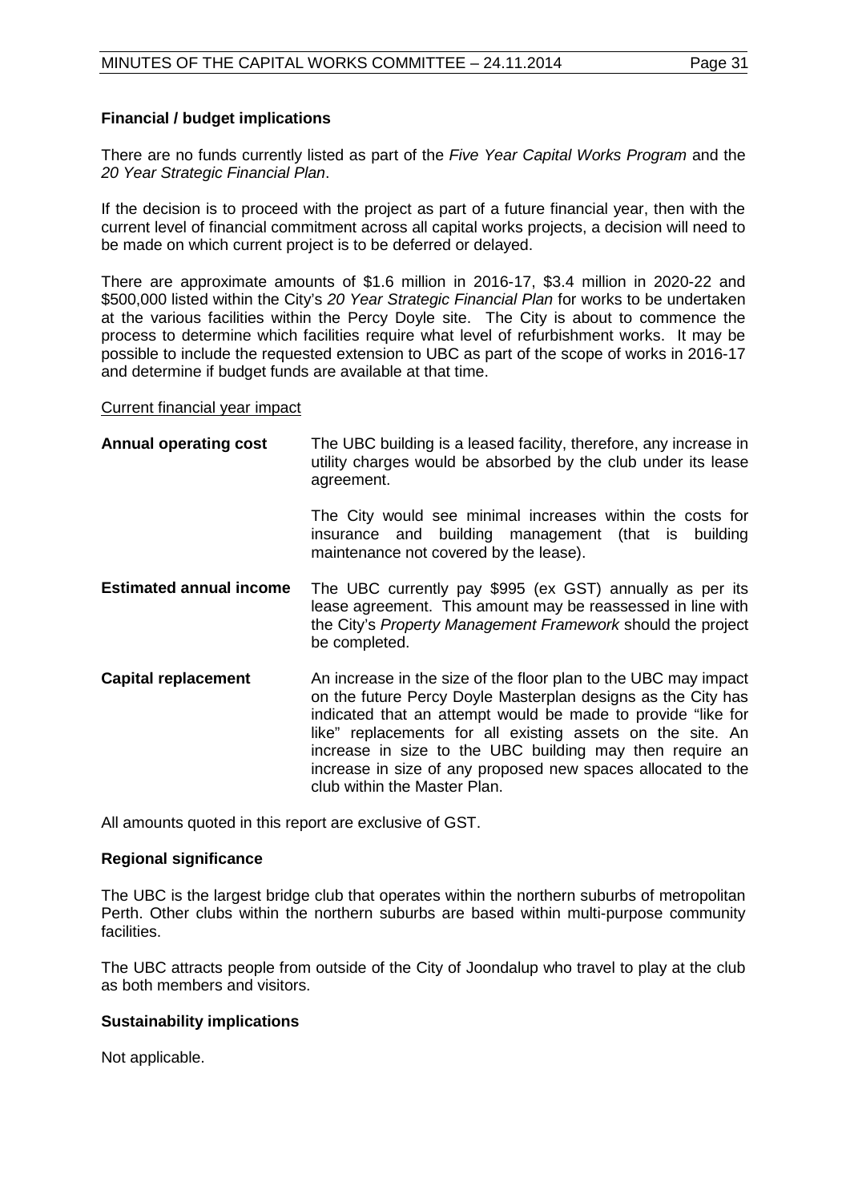**Financial / budget implications**

There are no funds currently listed as part of the *Five Year Capital Works Program* and the *20 Year Strategic Financial Plan*.

If the decision is to proceed with the project as part of a future financial year, then with the current level of financial commitment across all capital works projects, a decision will need to be made on which current project is to be deferred or delayed.

There are approximate amounts of $1.6 million in 2016-17, $3.4 million in 2020-22 and $500,000 listed within the City's *20 Year Strategic Financial Plan* for works to be undertaken at the various facilities within the Percy Doyle site. The City is about to commence the process to determine which facilities require what level of refurbishment works. It may be possible to include the requested extension to UBC as part of the scope of works in 2016-17 and determine if budget funds are available at that time.

Current financial year impact

| | |
|---|---|
| **Annual operating cost** | The UBC building is a leased facility, therefore, any increase in utility charges would be absorbed by the club under its lease agreement.<br><br>The City would see minimal increases within the costs for insurance and building management (that is building maintenance not covered by the lease). |
| **Estimated annual income** | The UBC currently pay $995 (ex GST) annually as per its lease agreement. This amount may be reassessed in line with the City's *Property Management Framework* should the project be completed. |
| **Capital replacement** | An increase in the size of the floor plan to the UBC may impact on the future Percy Doyle Masterplan designs as the City has indicated that an attempt would be made to provide "like for like" replacements for all existing assets on the site. An increase in size to the UBC building may then require an increase in size of any proposed new spaces allocated to the club within the Master Plan. |

All amounts quoted in this report are exclusive of GST.

**Regional significance**

The UBC is the largest bridge club that operates within the northern suburbs of metropolitan Perth. Other clubs within the northern suburbs are based within multi-purpose community facilities.

The UBC attracts people from outside of the City of Joondalup who travel to play at the club as both members and visitors.

**Sustainability implications**

Not applicable.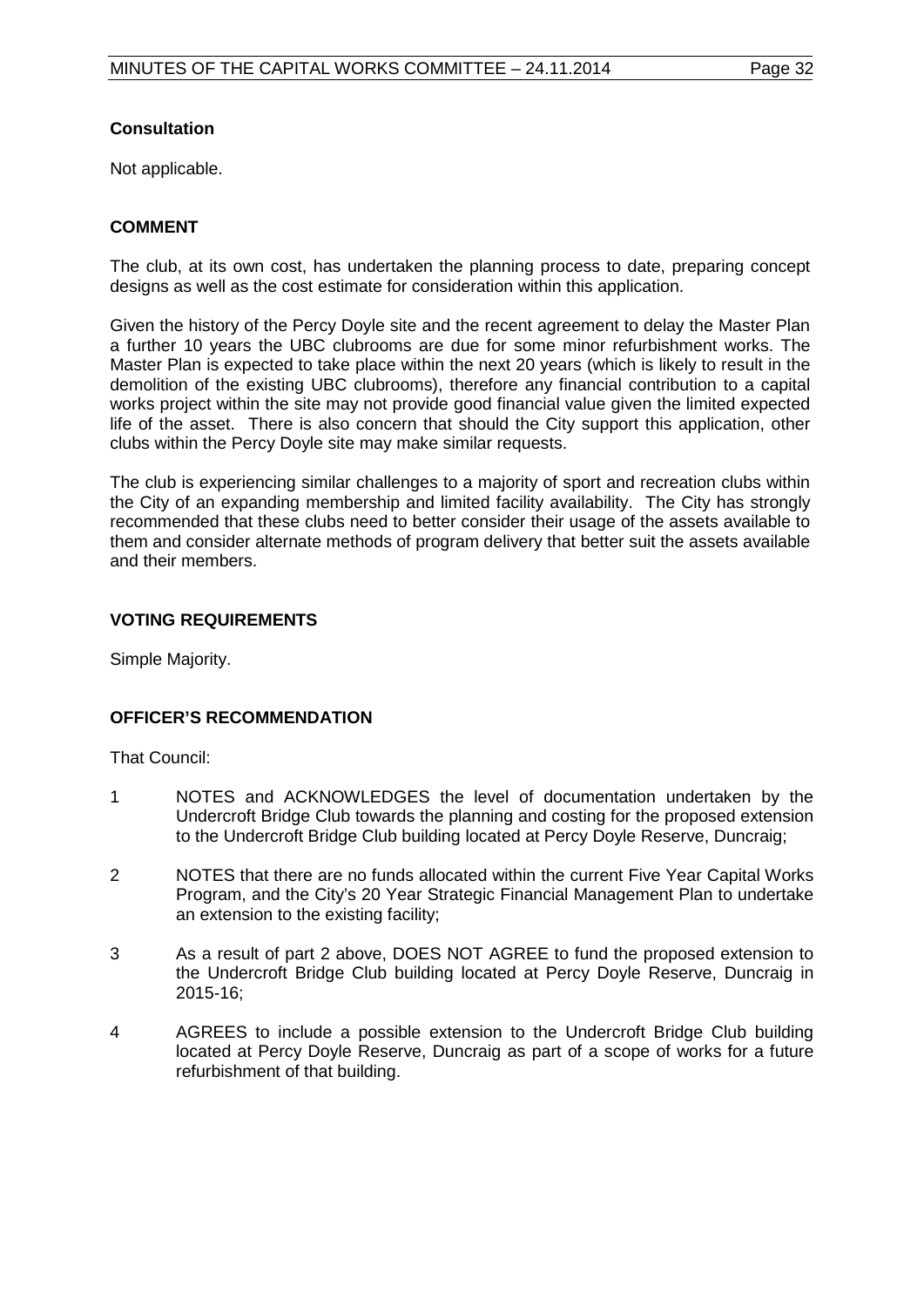**Consultation**

Not applicable.

**COMMENT**

The club, at its own cost, has undertaken the planning process to date, preparing concept designs as well as the cost estimate for consideration within this application.

Given the history of the Percy Doyle site and the recent agreement to delay the Master Plan a further 10 years the UBC clubrooms are due for some minor refurbishment works. The Master Plan is expected to take place within the next 20 years (which is likely to result in the demolition of the existing UBC clubrooms), therefore any financial contribution to a capital works project within the site may not provide good financial value given the limited expected life of the asset. There is also concern that should the City support this application, other clubs within the Percy Doyle site may make similar requests.

The club is experiencing similar challenges to a majority of sport and recreation clubs within the City of an expanding membership and limited facility availability. The City has strongly recommended that these clubs need to better consider their usage of the assets available to them and consider alternate methods of program delivery that better suit the assets available and their members.

**VOTING REQUIREMENTS**

Simple Majority.

**OFFICER'S RECOMMENDATION**

That Council:

1 NOTES and ACKNOWLEDGES the level of documentation undertaken by the Undercroft Bridge Club towards the planning and costing for the proposed extension to the Undercroft Bridge Club building located at Percy Doyle Reserve, Duncraig;

2 NOTES that there are no funds allocated within the current Five Year Capital Works Program, and the City's 20 Year Strategic Financial Management Plan to undertake an extension to the existing facility;

3 As a result of part 2 above, DOES NOT AGREE to fund the proposed extension to the Undercroft Bridge Club building located at Percy Doyle Reserve, Duncraig in 2015-16;

4 AGREES to include a possible extension to the Undercroft Bridge Club building located at Percy Doyle Reserve, Duncraig as part of a scope of works for a future refurbishment of that building.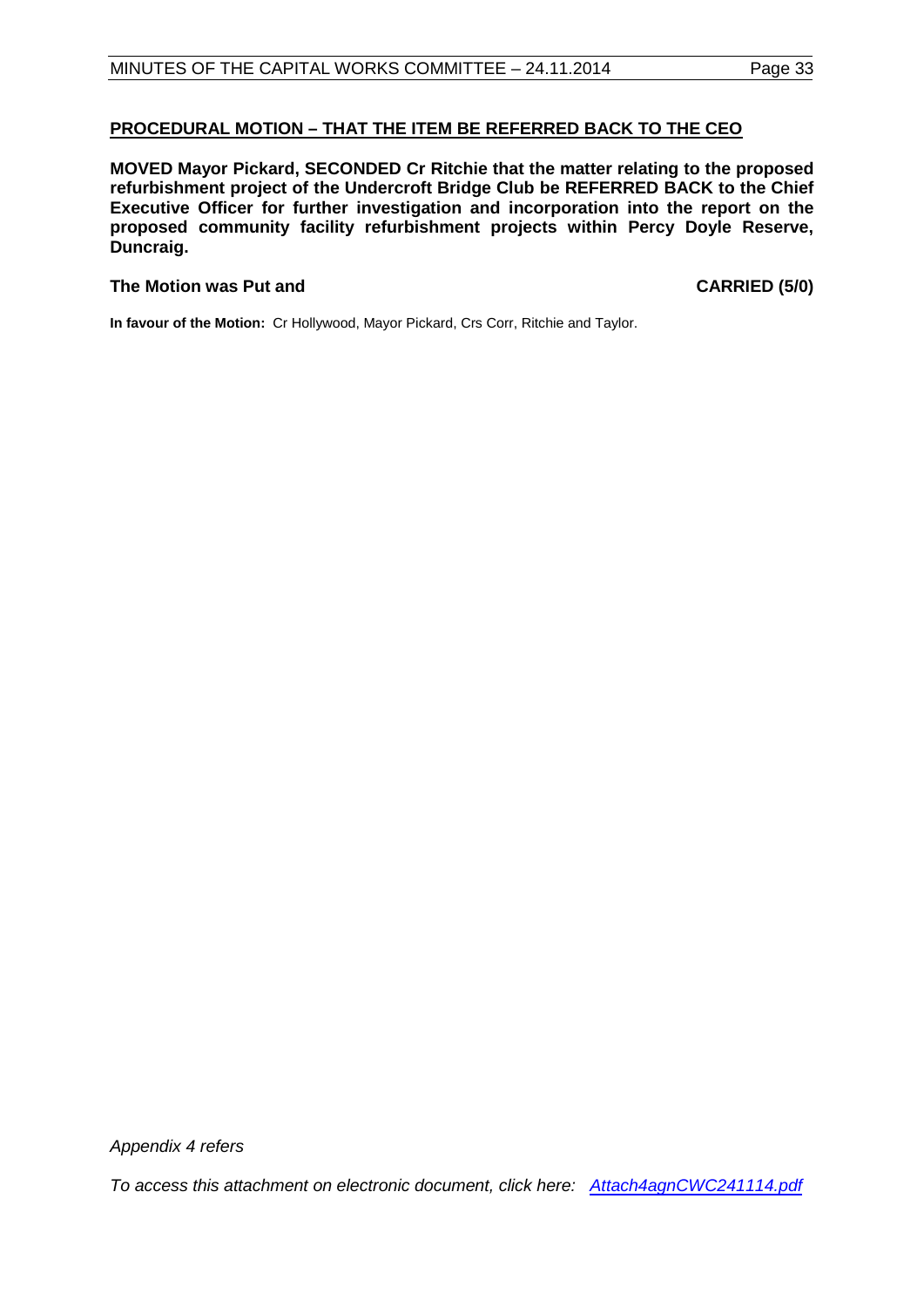**PROCEDURAL MOTION – THAT THE ITEM BE REFERRED BACK TO THE CEO**

**MOVED Mayor Pickard, SECONDED Cr Ritchie that the matter relating to the proposed refurbishment project of the Undercroft Bridge Club be REFERRED BACK to the Chief Executive Officer for further investigation and incorporation into the report on the proposed community facility refurbishment projects within Percy Doyle Reserve, Duncraig.**

**The Motion was Put and CARRIED (5/0)**

**In favour of the Motion:** Cr Hollywood, Mayor Pickard, Crs Corr, Ritchie and Taylor.

*Appendix 4 refers*

*To access this attachment on electronic document, click here: Attach4agnCWC241114.pdf*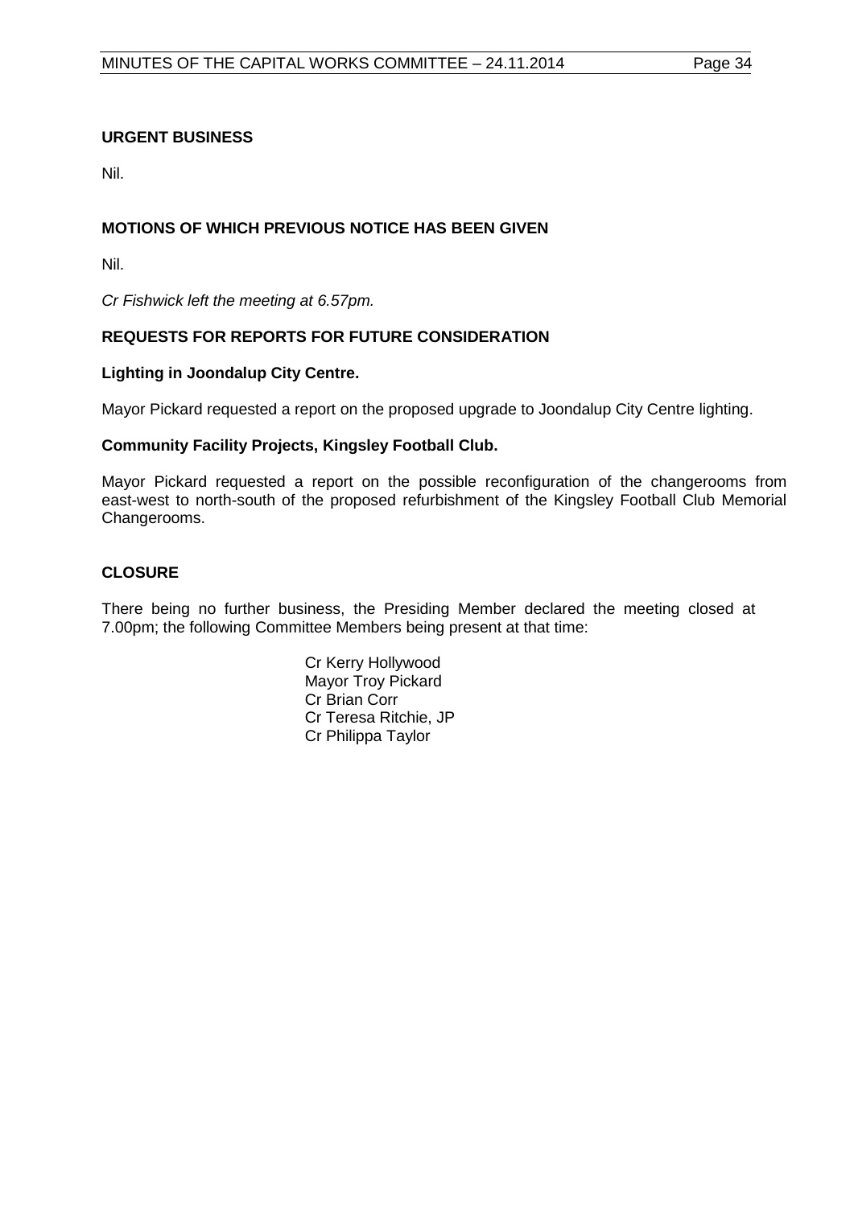## URGENT BUSINESS

Nil.

## MOTIONS OF WHICH PREVIOUS NOTICE HAS BEEN GIVEN

Nil.

*Cr Fishwick left the meeting at 6.57pm.*

## REQUESTS FOR REPORTS FOR FUTURE CONSIDERATION

### Lighting in Joondalup City Centre.

Mayor Pickard requested a report on the proposed upgrade to Joondalup City Centre lighting.

### Community Facility Projects, Kingsley Football Club.

Mayor Pickard requested a report on the possible reconfiguration of the changerooms from east-west to north-south of the proposed refurbishment of the Kingsley Football Club Memorial Changerooms.

## CLOSURE

There being no further business, the Presiding Member declared the meeting closed at 7.00pm; the following Committee Members being present at that time:

Cr Kerry Hollywood
Mayor Troy Pickard
Cr Brian Corr
Cr Teresa Ritchie, JP
Cr Philippa Taylor